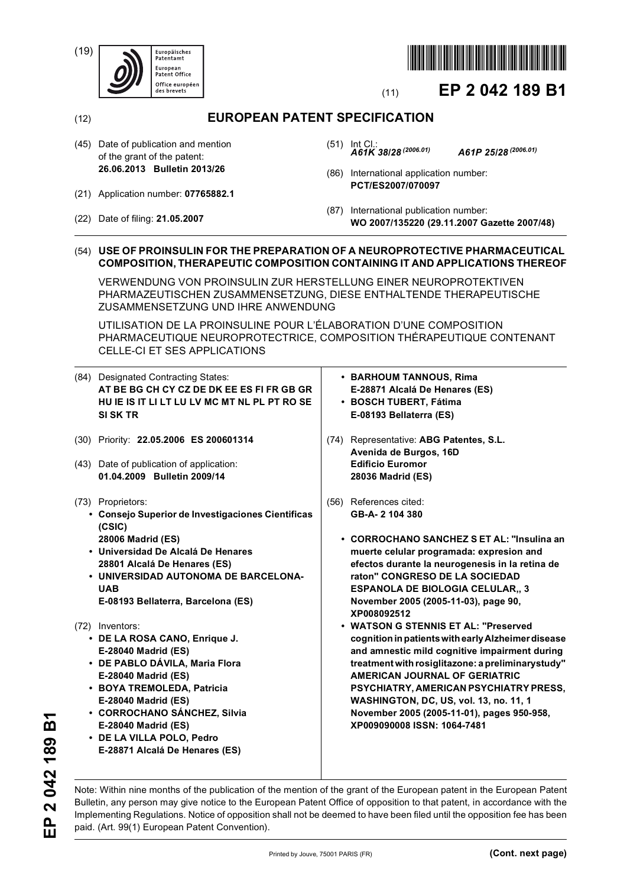(19) Europäisches Patentamt / European Patent Office / Office européen des brevets

(11) **EP 2 042 189 B1**

(12) **EUROPEAN PATENT SPECIFICATION**

(45) Date of publication and mention of the grant of the patent:
**26.06.2013 Bulletin 2013/26**

(21) Application number: **07765882.1**

(22) Date of filing: **21.05.2007**

(51) Int Cl.:
***A61K 38/28*** *(2006.01)* ***A61P 25/28*** *(2006.01)*

(86) International application number:
**PCT/ES2007/070097**

(87) International publication number:
**WO 2007/135220 (29.11.2007 Gazette 2007/48)**

(54) **USE OF PROINSULIN FOR THE PREPARATION OF A NEUROPROTECTIVE PHARMACEUTICAL COMPOSITION, THERAPEUTIC COMPOSITION CONTAINING IT AND APPLICATIONS THEREOF**

VERWENDUNG VON PROINSULIN ZUR HERSTELLUNG EINER NEUROPROTEKTIVEN PHARMAZEUTISCHEN ZUSAMMENSETZUNG, DIESE ENTHALTENDE THERAPEUTISCHE ZUSAMMENSETZUNG UND IHRE ANWENDUNG

UTILISATION DE LA PROINSULINE POUR L'ÉLABORATION D'UNE COMPOSITION PHARMACEUTIQUE NEUROPROTECTRICE, COMPOSITION THÉRAPEUTIQUE CONTENANT CELLE-CI ET SES APPLICATIONS

(84) Designated Contracting States:
**AT BE BG CH CY CZ DE DK EE ES FI FR GB GR HU IE IS IT LI LT LU LV MC MT NL PL PT RO SE SI SK TR**

(30) Priority: **22.05.2006 ES 200601314**

(43) Date of publication of application:
**01.04.2009 Bulletin 2009/14**

(73) Proprietors:
- **Consejo Superior de Investigaciones Cientificas (CSIC)**
  **28006 Madrid (ES)**
- **Universidad De Alcalá De Henares**
  **28801 Alcalá De Henares (ES)**
- **UNIVERSIDAD AUTONOMA DE BARCELONA-UAB**
  **E-08193 Bellaterra, Barcelona (ES)**

(72) Inventors:
- **DE LA ROSA CANO, Enrique J.**
  **E-28040 Madrid (ES)**
- **DE PABLO DÁVILA, Maria Flora**
  **E-28040 Madrid (ES)**
- **BOYA TREMOLEDA, Patricia**
  **E-28040 Madrid (ES)**
- **CORROCHANO SÁNCHEZ, Silvia**
  **E-28040 Madrid (ES)**
- **DE LA VILLA POLO, Pedro**
  **E-28871 Alcalá De Henares (ES)**
- **BARHOUM TANNOUS, Rima**
  **E-28871 Alcalá De Henares (ES)**
- **BOSCH TUBERT, Fátima**
  **E-08193 Bellaterra (ES)**

(74) Representative: **ABG Patentes, S.L.**
**Avenida de Burgos, 16D**
**Edificio Euromor**
**28036 Madrid (ES)**

(56) References cited:
**GB-A- 2 104 380**

- **CORROCHANO SANCHEZ S ET AL: "Insulina an muerte celular programada: expresion and efectos durante la neurogenesis in la retina de raton" CONGRESO DE LA SOCIEDAD ESPANOLA DE BIOLOGIA CELULAR,, 3 November 2005 (2005-11-03), page 90, XP008092512**
- **WATSON G STENNIS ET AL: "Preserved cognition in patients with early Alzheimer disease and amnestic mild cognitive impairment during treatment with rosiglitazone: a preliminary study" AMERICAN JOURNAL OF GERIATRIC PSYCHIATRY, AMERICAN PSYCHIATRY PRESS, WASHINGTON, DC, US, vol. 13, no. 11, 1 November 2005 (2005-11-01), pages 950-958, XP009090008 ISSN: 1064-7481**

Note: Within nine months of the publication of the mention of the grant of the European patent in the European Patent Bulletin, any person may give notice to the European Patent Office of opposition to that patent, in accordance with the Implementing Regulations. Notice of opposition shall not be deemed to have been filed until the opposition fee has been paid. (Art. 99(1) European Patent Convention).

Printed by Jouve, 75001 PARIS (FR)

**(Cont. next page)**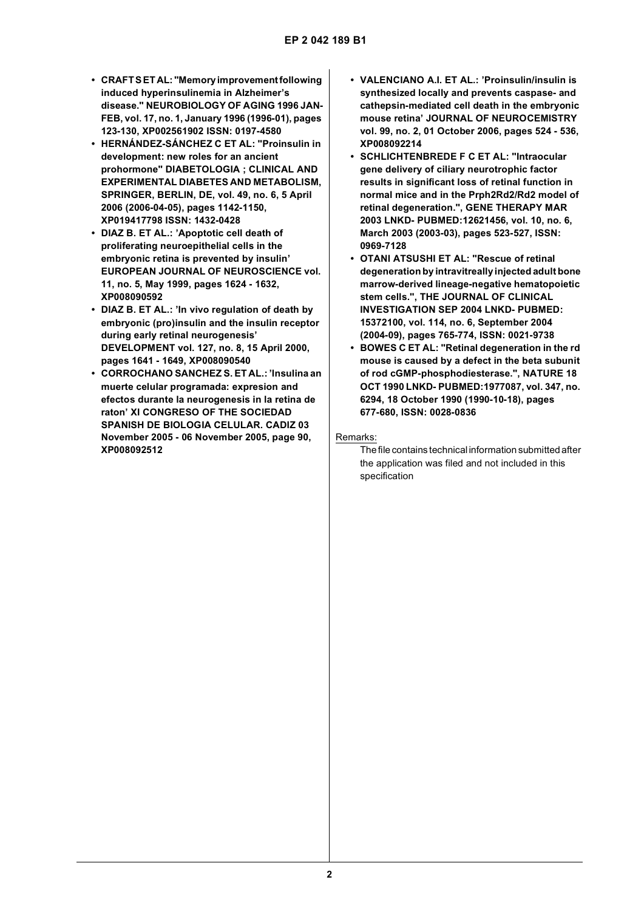- **CRAFT S ET AL: "Memory improvement following induced hyperinsulinemia in Alzheimer's disease." NEUROBIOLOGY OF AGING 1996 JAN-FEB, vol. 17, no. 1, January 1996 (1996-01), pages 123-130, XP002561902 ISSN: 0197-4580**
- **HERNÁNDEZ-SÁNCHEZ C ET AL: "Proinsulin in development: new roles for an ancient prohormone" DIABETOLOGIA ; CLINICAL AND EXPERIMENTAL DIABETES AND METABOLISM, SPRINGER, BERLIN, DE, vol. 49, no. 6, 5 April 2006 (2006-04-05), pages 1142-1150, XP019417798 ISSN: 1432-0428**
- **DIAZ B. ET AL.: 'Apoptotic cell death of proliferating neuroepithelial cells in the embryonic retina is prevented by insulin' EUROPEAN JOURNAL OF NEUROSCIENCE vol. 11, no. 5, May 1999, pages 1624 - 1632, XP008090592**
- **DIAZ B. ET AL.: 'In vivo regulation of death by embryonic (pro)insulin and the insulin receptor during early retinal neurogenesis' DEVELOPMENT vol. 127, no. 8, 15 April 2000, pages 1641 - 1649, XP008090540**
- **CORROCHANO SANCHEZ S. ET AL.: 'Insulina an muerte celular programada: expresion and efectos durante la neurogenesis in la retina de raton' XI CONGRESO OF THE SOCIEDAD SPANISH DE BIOLOGIA CELULAR. CADIZ 03 November 2005 - 06 November 2005, page 90, XP008092512**
- **VALENCIANO A.I. ET AL.: 'Proinsulin/insulin is synthesized locally and prevents caspase- and cathepsin-mediated cell death in the embryonic mouse retina' JOURNAL OF NEUROCEMISTRY vol. 99, no. 2, 01 October 2006, pages 524 - 536, XP008092214**
- **SCHLICHTENBREDE F C ET AL: "Intraocular gene delivery of ciliary neurotrophic factor results in significant loss of retinal function in normal mice and in the Prph2Rd2/Rd2 model of retinal degeneration.", GENE THERAPY MAR 2003 LNKD- PUBMED:12621456, vol. 10, no. 6, March 2003 (2003-03), pages 523-527, ISSN: 0969-7128**
- **OTANI ATSUSHI ET AL: "Rescue of retinal degeneration by intravitreally injected adult bone marrow-derived lineage-negative hematopoietic stem cells.", THE JOURNAL OF CLINICAL INVESTIGATION SEP 2004 LNKD- PUBMED: 15372100, vol. 114, no. 6, September 2004 (2004-09), pages 765-774, ISSN: 0021-9738**
- **BOWES C ET AL: "Retinal degeneration in the rd mouse is caused by a defect in the beta subunit of rod cGMP-phosphodiesterase.", NATURE 18 OCT 1990 LNKD- PUBMED:1977087, vol. 347, no. 6294, 18 October 1990 (1990-10-18), pages 677-680, ISSN: 0028-0836**

Remarks:

The file contains technical information submitted after the application was filed and not included in this specification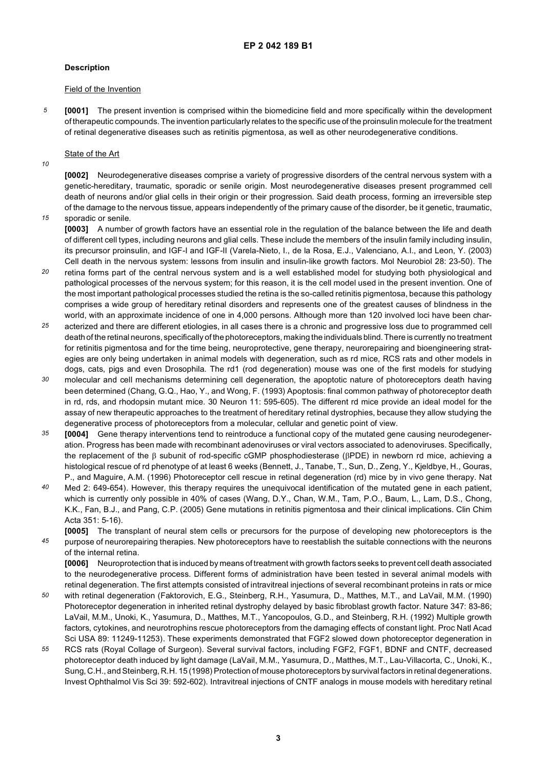## Description

### Field of the Invention

**[0001]** The present invention is comprised within the biomedicine field and more specifically within the development of therapeutic compounds. The invention particularly relates to the specific use of the proinsulin molecule for the treatment of retinal degenerative diseases such as retinitis pigmentosa, as well as other neurodegenerative conditions.

### State of the Art

**[0002]** Neurodegenerative diseases comprise a variety of progressive disorders of the central nervous system with a genetic-hereditary, traumatic, sporadic or senile origin. Most neurodegenerative diseases present programmed cell death of neurons and/or glial cells in their origin or their progression. Said death process, forming an irreversible step of the damage to the nervous tissue, appears independently of the primary cause of the disorder, be it genetic, traumatic, sporadic or senile.

**[0003]** A number of growth factors have an essential role in the regulation of the balance between the life and death of different cell types, including neurons and glial cells. These include the members of the insulin family including insulin, its precursor proinsulin, and IGF-I and IGF-II (Varela-Nieto, I., de la Rosa, E.J., Valenciano, A.I., and Leon, Y. (2003) Cell death in the nervous system: lessons from insulin and insulin-like growth factors. Mol Neurobiol 28: 23-50). The retina forms part of the central nervous system and is a well established model for studying both physiological and pathological processes of the nervous system; for this reason, it is the cell model used in the present invention. One of the most important pathological processes studied the retina is the so-called retinitis pigmentosa, because this pathology comprises a wide group of hereditary retinal disorders and represents one of the greatest causes of blindness in the world, with an approximate incidence of one in 4,000 persons. Although more than 120 involved loci have been characterized and there are different etiologies, in all cases there is a chronic and progressive loss due to programmed cell death of the retinal neurons, specifically of the photoreceptors, making the individuals blind. There is currently no treatment for retinitis pigmentosa and for the time being, neuroprotective, gene therapy, neurorepairing and bioengineering strategies are only being undertaken in animal models with degeneration, such as rd mice, RCS rats and other models in dogs, cats, pigs and even Drosophila. The rd1 (rod degeneration) mouse was one of the first models for studying molecular and cell mechanisms determining cell degeneration, the apoptotic nature of photoreceptors death having been determined (Chang, G.Q., Hao, Y., and Wong, F. (1993) Apoptosis: final common pathway of photoreceptor death in rd, rds, and rhodopsin mutant mice. 30 Neuron 11: 595-605). The different rd mice provide an ideal model for the assay of new therapeutic approaches to the treatment of hereditary retinal dystrophies, because they allow studying the degenerative process of photoreceptors from a molecular, cellular and genetic point of view.

**[0004]** Gene therapy interventions tend to reintroduce a functional copy of the mutated gene causing neurodegeneration. Progress has been made with recombinant adenoviruses or viral vectors associated to adenoviruses. Specifically, the replacement of the β subunit of rod-specific cGMP phosphodiesterase (βPDE) in newborn rd mice, achieving a histological rescue of rd phenotype of at least 6 weeks (Bennett, J., Tanabe, T., Sun, D., Zeng, Y., Kjeldbye, H., Gouras, P., and Maguire, A.M. (1996) Photoreceptor cell rescue in retinal degeneration (rd) mice by in vivo gene therapy. Nat Med 2: 649-654). However, this therapy requires the unequivocal identification of the mutated gene in each patient, which is currently only possible in 40% of cases (Wang, D.Y., Chan, W.M., Tam, P.O., Baum, L., Lam, D.S., Chong, K.K., Fan, B.J., and Pang, C.P. (2005) Gene mutations in retinitis pigmentosa and their clinical implications. Clin Chim Acta 351: 5-16).

**[0005]** The transplant of neural stem cells or precursors for the purpose of developing new photoreceptors is the purpose of neurorepairing therapies. New photoreceptors have to reestablish the suitable connections with the neurons of the internal retina.

**[0006]** Neuroprotection that is induced by means of treatment with growth factors seeks to prevent cell death associated to the neurodegenerative process. Different forms of administration have been tested in several animal models with retinal degeneration. The first attempts consisted of intravitreal injections of several recombinant proteins in rats or mice with retinal degeneration (Faktorovich, E.G., Steinberg, R.H., Yasumura, D., Matthes, M.T., and LaVail, M.M. (1990) Photoreceptor degeneration in inherited retinal dystrophy delayed by basic fibroblast growth factor. Nature 347: 83-86; LaVail, M.M., Unoki, K., Yasumura, D., Matthes, M.T., Yancopoulos, G.D., and Steinberg, R.H. (1992) Multiple growth factors, cytokines, and neurotrophins rescue photoreceptors from the damaging effects of constant light. Proc Natl Acad Sci USA 89: 11249-11253). These experiments demonstrated that FGF2 slowed down photoreceptor degeneration in RCS rats (Royal Collage of Surgeon). Several survival factors, including FGF2, FGF1, BDNF and CNTF, decreased photoreceptor death induced by light damage (LaVail, M.M., Yasumura, D., Matthes, M.T., Lau-Villacorta, C., Unoki, K., Sung, C.H., and Steinberg, R.H. 15 (1998) Protection of mouse photoreceptors by survival factors in retinal degenerations. Invest Ophthalmol Vis Sci 39: 592-602). Intravitreal injections of CNTF analogs in mouse models with hereditary retinal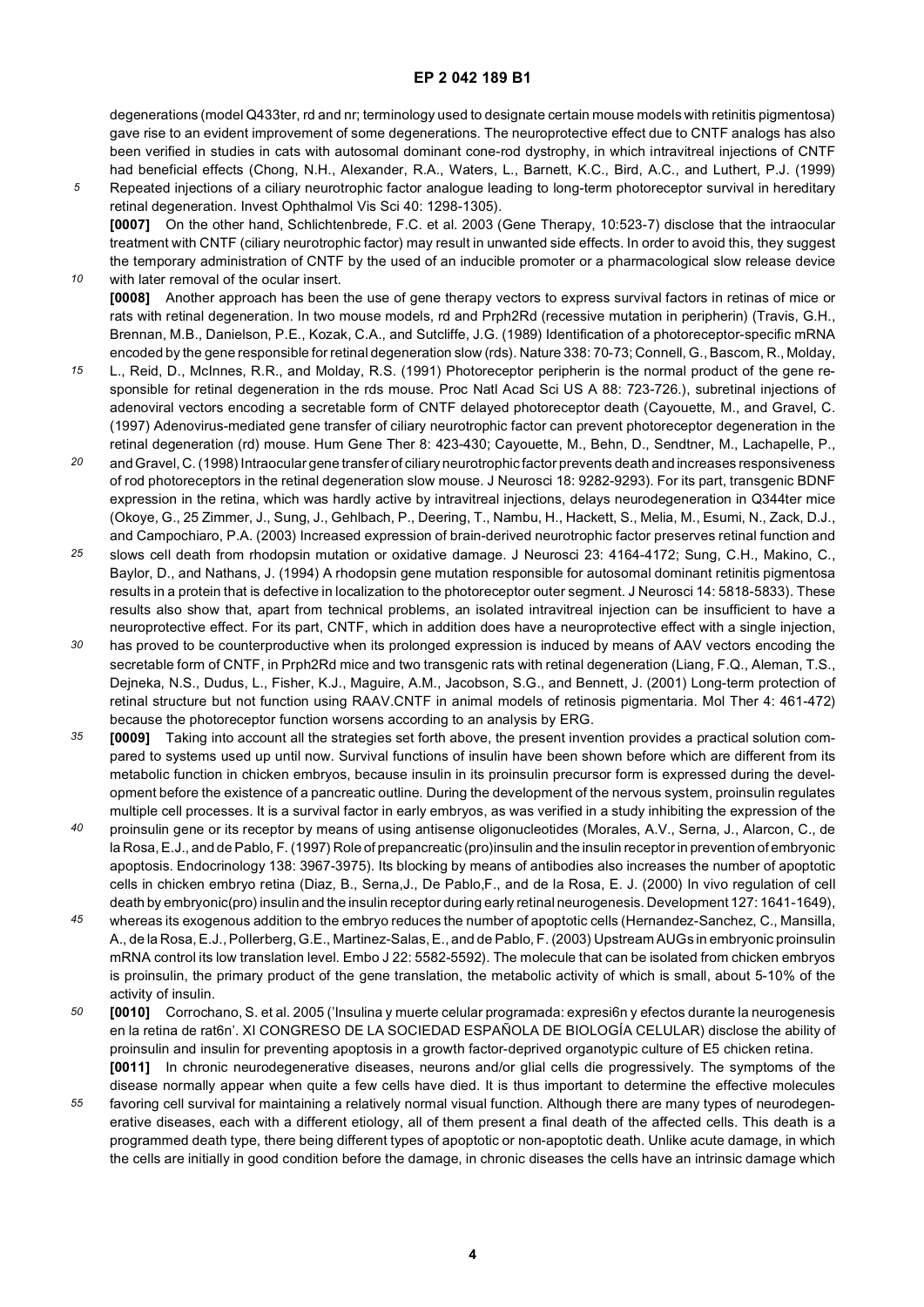degenerations (model Q433ter, rd and nr; terminology used to designate certain mouse models with retinitis pigmentosa) gave rise to an evident improvement of some degenerations. The neuroprotective effect due to CNTF analogs has also been verified in studies in cats with autosomal dominant cone-rod dystrophy, in which intravitreal injections of CNTF had beneficial effects (Chong, N.H., Alexander, R.A., Waters, L., Barnett, K.C., Bird, A.C., and Luthert, P.J. (1999) Repeated injections of a ciliary neurotrophic factor analogue leading to long-term photoreceptor survival in hereditary retinal degeneration. Invest Ophthalmol Vis Sci 40: 1298-1305).

**[0007]** On the other hand, Schlichtenbrede, F.C. et al. 2003 (Gene Therapy, 10:523-7) disclose that the intraocular treatment with CNTF (ciliary neurotrophic factor) may result in unwanted side effects. In order to avoid this, they suggest the temporary administration of CNTF by the used of an inducible promoter or a pharmacological slow release device with later removal of the ocular insert.

**[0008]** Another approach has been the use of gene therapy vectors to express survival factors in retinas of mice or rats with retinal degeneration. In two mouse models, rd and Prph2Rd (recessive mutation in peripherin) (Travis, G.H., Brennan, M.B., Danielson, P.E., Kozak, C.A., and Sutcliffe, J.G. (1989) Identification of a photoreceptor-specific mRNA encoded by the gene responsible for retinal degeneration slow (rds). Nature 338: 70-73; Connell, G., Bascom, R., Molday, L., Reid, D., McInnes, R.R., and Molday, R.S. (1991) Photoreceptor peripherin is the normal product of the gene responsible for retinal degeneration in the rds mouse. Proc Natl Acad Sci US A 88: 723-726.), subretinal injections of adenoviral vectors encoding a secretable form of CNTF delayed photoreceptor death (Cayouette, M., and Gravel, C. (1997) Adenovirus-mediated gene transfer of ciliary neurotrophic factor can prevent photoreceptor degeneration in the retinal degeneration (rd) mouse. Hum Gene Ther 8: 423-430; Cayouette, M., Behn, D., Sendtner, M., Lachapelle, P., and Gravel, C. (1998) Intraocular gene transfer of ciliary neurotrophic factor prevents death and increases responsiveness of rod photoreceptors in the retinal degeneration slow mouse. J Neurosci 18: 9282-9293). For its part, transgenic BDNF expression in the retina, which was hardly active by intravitreal injections, delays neurodegeneration in Q344ter mice (Okoye, G., 25 Zimmer, J., Sung, J., Gehlbach, P., Deering, T., Nambu, H., Hackett, S., Melia, M., Esumi, N., Zack, D.J., and Campochiaro, P.A. (2003) Increased expression of brain-derived neurotrophic factor preserves retinal function and slows cell death from rhodopsin mutation or oxidative damage. J Neurosci 23: 4164-4172; Sung, C.H., Makino, C., Baylor, D., and Nathans, J. (1994) A rhodopsin gene mutation responsible for autosomal dominant retinitis pigmentosa results in a protein that is defective in localization to the photoreceptor outer segment. J Neurosci 14: 5818-5833). These results also show that, apart from technical problems, an isolated intravitreal injection can be insufficient to have a neuroprotective effect. For its part, CNTF, which in addition does have a neuroprotective effect with a single injection, has proved to be counterproductive when its prolonged expression is induced by means of AAV vectors encoding the secretable form of CNTF, in Prph2Rd mice and two transgenic rats with retinal degeneration (Liang, F.Q., Aleman, T.S., Dejneka, N.S., Dudus, L., Fisher, K.J., Maguire, A.M., Jacobson, S.G., and Bennett, J. (2001) Long-term protection of retinal structure but not function using RAAV.CNTF in animal models of retinosis pigmentaria. Mol Ther 4: 461-472) because the photoreceptor function worsens according to an analysis by ERG.

**[0009]** Taking into account all the strategies set forth above, the present invention provides a practical solution compared to systems used up until now. Survival functions of insulin have been shown before which are different from its metabolic function in chicken embryos, because insulin in its proinsulin precursor form is expressed during the development before the existence of a pancreatic outline. During the development of the nervous system, proinsulin regulates multiple cell processes. It is a survival factor in early embryos, as was verified in a study inhibiting the expression of the proinsulin gene or its receptor by means of using antisense oligonucleotides (Morales, A.V., Serna, J., Alarcon, C., de la Rosa, E.J., and de Pablo, F. (1997) Role of prepancreatic (pro)insulin and the insulin receptor in prevention of embryonic apoptosis. Endocrinology 138: 3967-3975). Its blocking by means of antibodies also increases the number of apoptotic cells in chicken embryo retina (Diaz, B., Serna,J., De Pablo,F., and de la Rosa, E. J. (2000) In vivo regulation of cell death by embryonic(pro) insulin and the insulin receptor during early retinal neurogenesis. Development 127: 1641-1649), whereas its exogenous addition to the embryo reduces the number of apoptotic cells (Hernandez-Sanchez, C., Mansilla, A., de la Rosa, E.J., Pollerberg, G.E., Martinez-Salas, E., and de Pablo, F. (2003) Upstream AUGs in embryonic proinsulin mRNA control its low translation level. Embo J 22: 5582-5592). The molecule that can be isolated from chicken embryos is proinsulin, the primary product of the gene translation, the metabolic activity of which is small, about 5-10% of the activity of insulin.

**[0010]** Corrochano, S. et al. 2005 ('Insulina y muerte celular programada: expresi6n y efectos durante la neurogenesis en la retina de rat6n'. XI CONGRESO DE LA SOCIEDAD ESPAÑOLA DE BIOLOGÍA CELULAR) disclose the ability of proinsulin and insulin for preventing apoptosis in a growth factor-deprived organotypic culture of E5 chicken retina.

**[0011]** In chronic neurodegenerative diseases, neurons and/or glial cells die progressively. The symptoms of the disease normally appear when quite a few cells have died. It is thus important to determine the effective molecules favoring cell survival for maintaining a relatively normal visual function. Although there are many types of neurodegenerative diseases, each with a different etiology, all of them present a final death of the affected cells. This death is a programmed death type, there being different types of apoptotic or non-apoptotic death. Unlike acute damage, in which the cells are initially in good condition before the damage, in chronic diseases the cells have an intrinsic damage which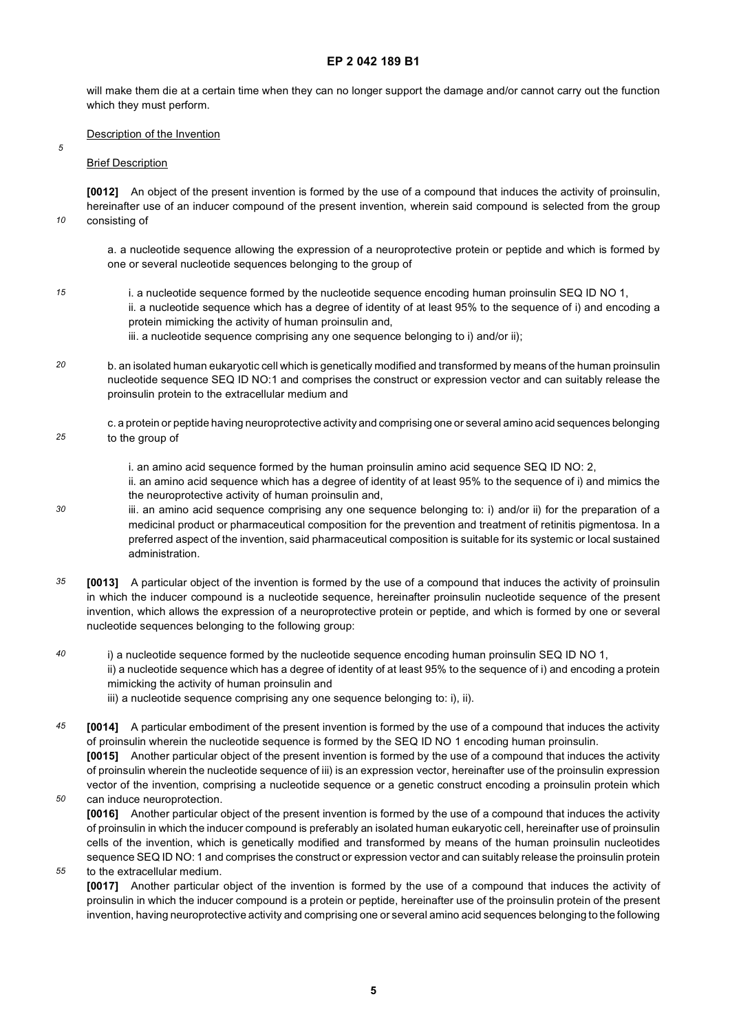will make them die at a certain time when they can no longer support the damage and/or cannot carry out the function which they must perform.

Description of the Invention

Brief Description

**[0012]** An object of the present invention is formed by the use of a compound that induces the activity of proinsulin, hereinafter use of an inducer compound of the present invention, wherein said compound is selected from the group consisting of

a. a nucleotide sequence allowing the expression of a neuroprotective protein or peptide and which is formed by one or several nucleotide sequences belonging to the group of

i. a nucleotide sequence formed by the nucleotide sequence encoding human proinsulin SEQ ID NO 1,
ii. a nucleotide sequence which has a degree of identity of at least 95% to the sequence of i) and encoding a protein mimicking the activity of human proinsulin and,
iii. a nucleotide sequence comprising any one sequence belonging to i) and/or ii);

b. an isolated human eukaryotic cell which is genetically modified and transformed by means of the human proinsulin nucleotide sequence SEQ ID NO:1 and comprises the construct or expression vector and can suitably release the proinsulin protein to the extracellular medium and

c. a protein or peptide having neuroprotective activity and comprising one or several amino acid sequences belonging to the group of

i. an amino acid sequence formed by the human proinsulin amino acid sequence SEQ ID NO: 2,
ii. an amino acid sequence which has a degree of identity of at least 95% to the sequence of i) and mimics the the neuroprotective activity of human proinsulin and,
iii. an amino acid sequence comprising any one sequence belonging to: i) and/or ii) for the preparation of a medicinal product or pharmaceutical composition for the prevention and treatment of retinitis pigmentosa. In a preferred aspect of the invention, said pharmaceutical composition is suitable for its systemic or local sustained administration.

**[0013]** A particular object of the invention is formed by the use of a compound that induces the activity of proinsulin in which the inducer compound is a nucleotide sequence, hereinafter proinsulin nucleotide sequence of the present invention, which allows the expression of a neuroprotective protein or peptide, and which is formed by one or several nucleotide sequences belonging to the following group:

i) a nucleotide sequence formed by the nucleotide sequence encoding human proinsulin SEQ ID NO 1,
ii) a nucleotide sequence which has a degree of identity of at least 95% to the sequence of i) and encoding a protein mimicking the activity of human proinsulin and
iii) a nucleotide sequence comprising any one sequence belonging to: i), ii).

**[0014]** A particular embodiment of the present invention is formed by the use of a compound that induces the activity of proinsulin wherein the nucleotide sequence is formed by the SEQ ID NO 1 encoding human proinsulin.

**[0015]** Another particular object of the present invention is formed by the use of a compound that induces the activity of proinsulin wherein the nucleotide sequence of iii) is an expression vector, hereinafter use of the proinsulin expression vector of the invention, comprising a nucleotide sequence or a genetic construct encoding a proinsulin protein which can induce neuroprotection.

**[0016]** Another particular object of the present invention is formed by the use of a compound that induces the activity of proinsulin in which the inducer compound is preferably an isolated human eukaryotic cell, hereinafter use of proinsulin cells of the invention, which is genetically modified and transformed by means of the human proinsulin nucleotides sequence SEQ ID NO: 1 and comprises the construct or expression vector and can suitably release the proinsulin protein to the extracellular medium.

**[0017]** Another particular object of the invention is formed by the use of a compound that induces the activity of proinsulin in which the inducer compound is a protein or peptide, hereinafter use of the proinsulin protein of the present invention, having neuroprotective activity and comprising one or several amino acid sequences belonging to the following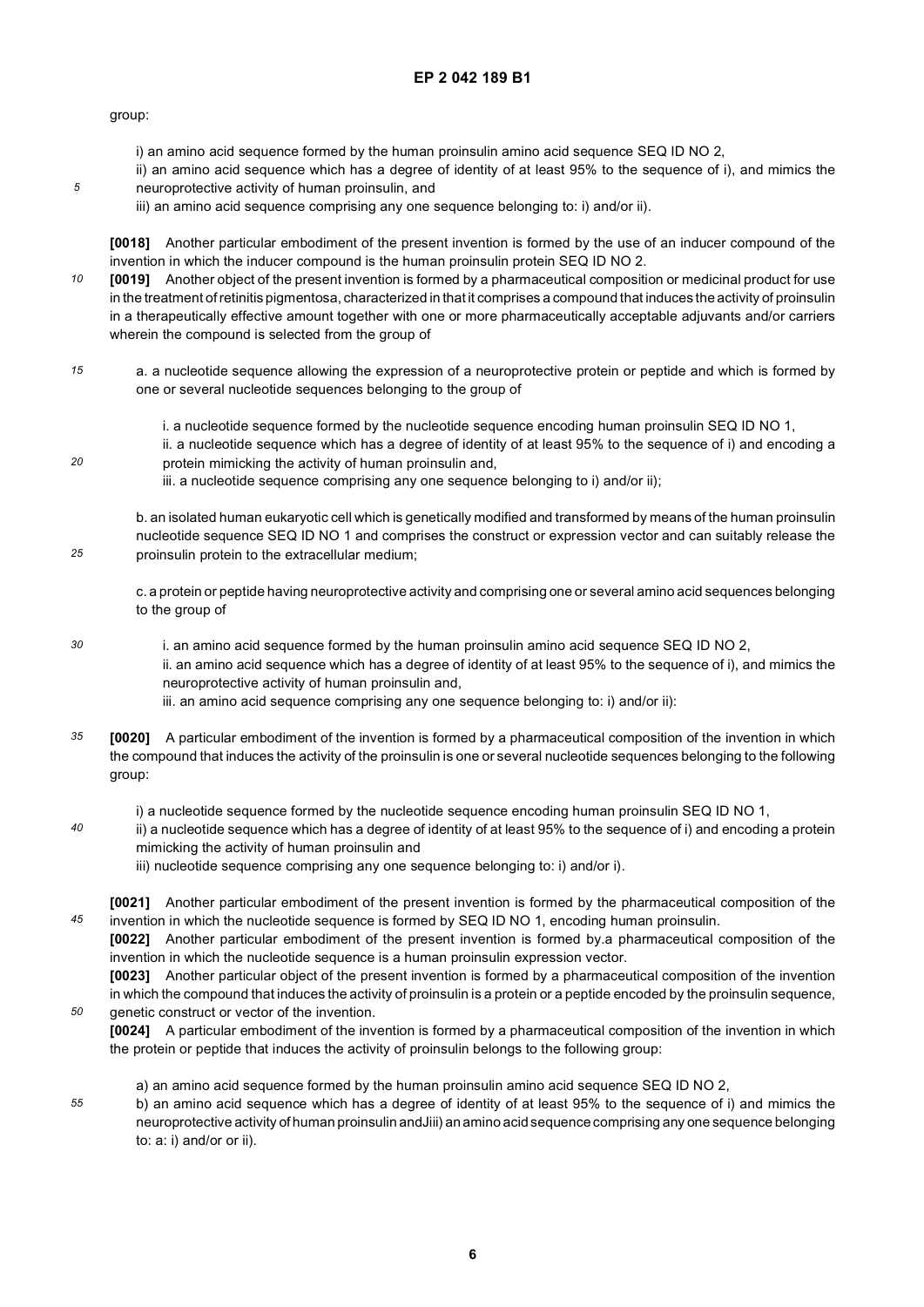group:

i) an amino acid sequence formed by the human proinsulin amino acid sequence SEQ ID NO 2,
ii) an amino acid sequence which has a degree of identity of at least 95% to the sequence of i), and mimics the neuroprotective activity of human proinsulin, and
iii) an amino acid sequence comprising any one sequence belonging to: i) and/or ii).

**[0018]** Another particular embodiment of the present invention is formed by the use of an inducer compound of the invention in which the inducer compound is the human proinsulin protein SEQ ID NO 2.

**[0019]** Another object of the present invention is formed by a pharmaceutical composition or medicinal product for use in the treatment of retinitis pigmentosa, characterized in that it comprises a compound that induces the activity of proinsulin in a therapeutically effective amount together with one or more pharmaceutically acceptable adjuvants and/or carriers wherein the compound is selected from the group of

a. a nucleotide sequence allowing the expression of a neuroprotective protein or peptide and which is formed by one or several nucleotide sequences belonging to the group of

i. a nucleotide sequence formed by the nucleotide sequence encoding human proinsulin SEQ ID NO 1,
ii. a nucleotide sequence which has a degree of identity of at least 95% to the sequence of i) and encoding a protein mimicking the activity of human proinsulin and,
iii. a nucleotide sequence comprising any one sequence belonging to i) and/or ii);

b. an isolated human eukaryotic cell which is genetically modified and transformed by means of the human proinsulin nucleotide sequence SEQ ID NO 1 and comprises the construct or expression vector and can suitably release the proinsulin protein to the extracellular medium;

c. a protein or peptide having neuroprotective activity and comprising one or several amino acid sequences belonging to the group of

i. an amino acid sequence formed by the human proinsulin amino acid sequence SEQ ID NO 2,
ii. an amino acid sequence which has a degree of identity of at least 95% to the sequence of i), and mimics the neuroprotective activity of human proinsulin and,
iii. an amino acid sequence comprising any one sequence belonging to: i) and/or ii):

**[0020]** A particular embodiment of the invention is formed by a pharmaceutical composition of the invention in which the compound that induces the activity of the proinsulin is one or several nucleotide sequences belonging to the following group:

i) a nucleotide sequence formed by the nucleotide sequence encoding human proinsulin SEQ ID NO 1,
ii) a nucleotide sequence which has a degree of identity of at least 95% to the sequence of i) and encoding a protein mimicking the activity of human proinsulin and
iii) nucleotide sequence comprising any one sequence belonging to: i) and/or i).

**[0021]** Another particular embodiment of the present invention is formed by the pharmaceutical composition of the invention in which the nucleotide sequence is formed by SEQ ID NO 1, encoding human proinsulin.

**[0022]** Another particular embodiment of the present invention is formed by.a pharmaceutical composition of the invention in which the nucleotide sequence is a human proinsulin expression vector.

**[0023]** Another particular object of the present invention is formed by a pharmaceutical composition of the invention in which the compound that induces the activity of proinsulin is a protein or a peptide encoded by the proinsulin sequence, genetic construct or vector of the invention.

**[0024]** A particular embodiment of the invention is formed by a pharmaceutical composition of the invention in which the protein or peptide that induces the activity of proinsulin belongs to the following group:

a) an amino acid sequence formed by the human proinsulin amino acid sequence SEQ ID NO 2,
b) an amino acid sequence which has a degree of identity of at least 95% to the sequence of i) and mimics the neuroprotective activity of human proinsulin andJiii) an amino acid sequence comprising any one sequence belonging to: a: i) and/or or ii).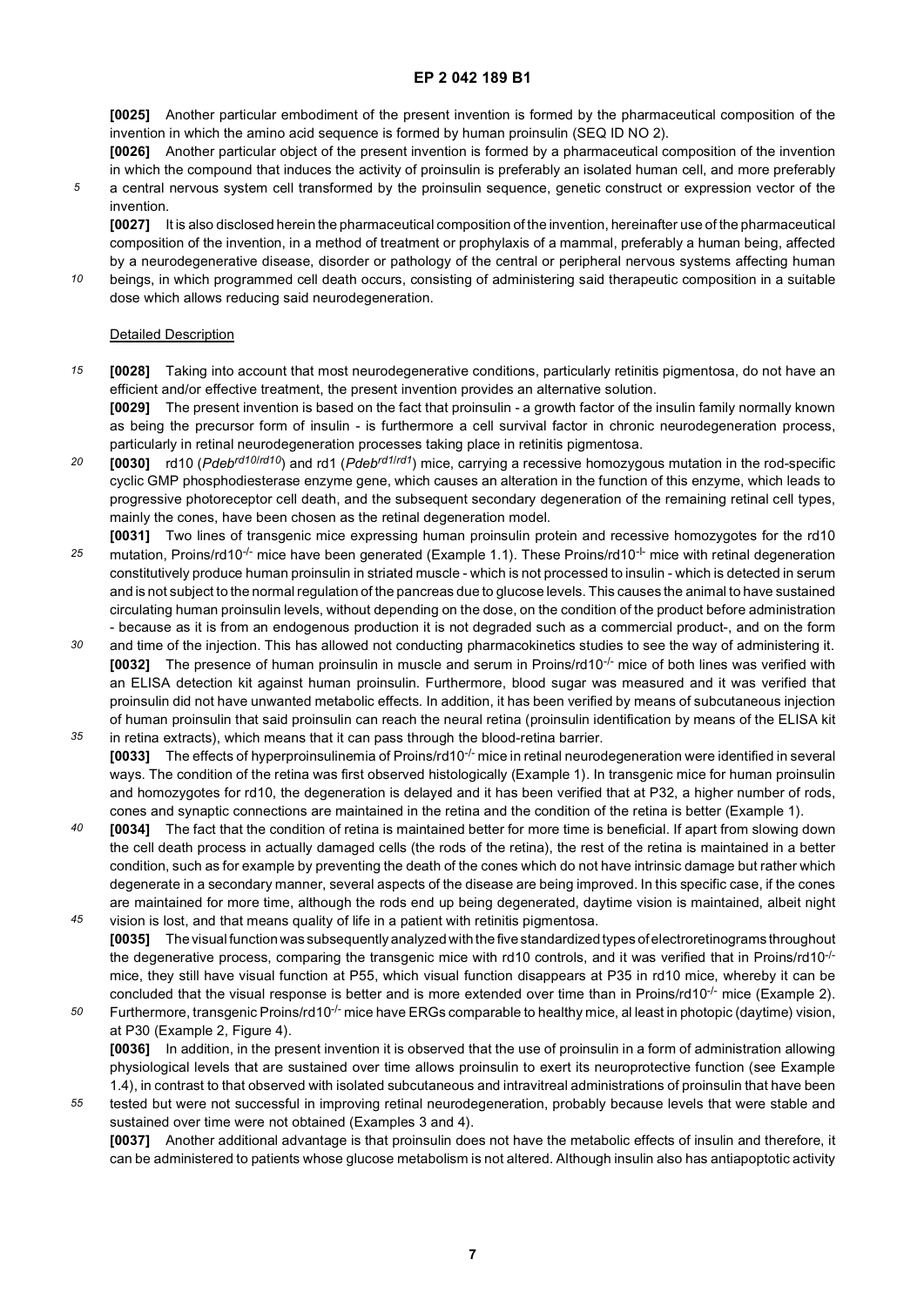**[0025]** Another particular embodiment of the present invention is formed by the pharmaceutical composition of the invention in which the amino acid sequence is formed by human proinsulin (SEQ ID NO 2).

**[0026]** Another particular object of the present invention is formed by a pharmaceutical composition of the invention in which the compound that induces the activity of proinsulin is preferably an isolated human cell, and more preferably a central nervous system cell transformed by the proinsulin sequence, genetic construct or expression vector of the invention.

**[0027]** It is also disclosed herein the pharmaceutical composition of the invention, hereinafter use of the pharmaceutical composition of the invention, in a method of treatment or prophylaxis of a mammal, preferably a human being, affected by a neurodegenerative disease, disorder or pathology of the central or peripheral nervous systems affecting human beings, in which programmed cell death occurs, consisting of administering said therapeutic composition in a suitable dose which allows reducing said neurodegeneration.

Detailed Description

**[0028]** Taking into account that most neurodegenerative conditions, particularly retinitis pigmentosa, do not have an efficient and/or effective treatment, the present invention provides an alternative solution.

**[0029]** The present invention is based on the fact that proinsulin - a growth factor of the insulin family normally known as being the precursor form of insulin - is furthermore a cell survival factor in chronic neurodegeneration process, particularly in retinal neurodegeneration processes taking place in retinitis pigmentosa.

**[0030]** rd10 (*Pdeb*$^{rd10/rd10}$) and rd1 (*Pdeb*$^{rd1/rd1}$) mice, carrying a recessive homozygous mutation in the rod-specific cyclic GMP phosphodiesterase enzyme gene, which causes an alteration in the function of this enzyme, which leads to progressive photoreceptor cell death, and the subsequent secondary degeneration of the remaining retinal cell types, mainly the cones, have been chosen as the retinal degeneration model.

**[0031]** Two lines of transgenic mice expressing human proinsulin protein and recessive homozygotes for the rd10 mutation, Proins/rd10$^{-/-}$ mice have been generated (Example 1.1). These Proins/rd10$^{-/-}$ mice with retinal degeneration constitutively produce human proinsulin in striated muscle - which is not processed to insulin - which is detected in serum and is not subject to the normal regulation of the pancreas due to glucose levels. This causes the animal to have sustained circulating human proinsulin levels, without depending on the dose, on the condition of the product before administration - because as it is from an endogenous production it is not degraded such as a commercial product-, and on the form and time of the injection. This has allowed not conducting pharmacokinetics studies to see the way of administering it.

**[0032]** The presence of human proinsulin in muscle and serum in Proins/rd10$^{-/-}$ mice of both lines was verified with an ELISA detection kit against human proinsulin. Furthermore, blood sugar was measured and it was verified that proinsulin did not have unwanted metabolic effects. In addition, it has been verified by means of subcutaneous injection of human proinsulin that said proinsulin can reach the neural retina (proinsulin identification by means of the ELISA kit in retina extracts), which means that it can pass through the blood-retina barrier.

**[0033]** The effects of hyperproinsulinemia of Proins/rd10$^{-/-}$ mice in retinal neurodegeneration were identified in several ways. The condition of the retina was first observed histologically (Example 1). In transgenic mice for human proinsulin and homozygotes for rd10, the degeneration is delayed and it has been verified that at P32, a higher number of rods, cones and synaptic connections are maintained in the retina and the condition of the retina is better (Example 1).

**[0034]** The fact that the condition of retina is maintained better for more time is beneficial. If apart from slowing down the cell death process in actually damaged cells (the rods of the retina), the rest of the retina is maintained in a better condition, such as for example by preventing the death of the cones which do not have intrinsic damage but rather which degenerate in a secondary manner, several aspects of the disease are being improved. In this specific case, if the cones are maintained for more time, although the rods end up being degenerated, daytime vision is maintained, albeit night vision is lost, and that means quality of life in a patient with retinitis pigmentosa.

**[0035]** The visual function was subsequently analyzed with the five standardized types of electroretinograms throughout the degenerative process, comparing the transgenic mice with rd10 controls, and it was verified that in Proins/rd10$^{-/-}$ mice, they still have visual function at P55, which visual function disappears at P35 in rd10 mice, whereby it can be concluded that the visual response is better and is more extended over time than in Proins/rd10$^{-/-}$ mice (Example 2). Furthermore, transgenic Proins/rd10$^{-/-}$ mice have ERGs comparable to healthy mice, al least in photopic (daytime) vision, at P30 (Example 2, Figure 4).

**[0036]** In addition, in the present invention it is observed that the use of proinsulin in a form of administration allowing physiological levels that are sustained over time allows proinsulin to exert its neuroprotective function (see Example 1.4), in contrast to that observed with isolated subcutaneous and intravitreal administrations of proinsulin that have been tested but were not successful in improving retinal neurodegeneration, probably because levels that were stable and sustained over time were not obtained (Examples 3 and 4).

**[0037]** Another additional advantage is that proinsulin does not have the metabolic effects of insulin and therefore, it can be administered to patients whose glucose metabolism is not altered. Although insulin also has antiapoptotic activity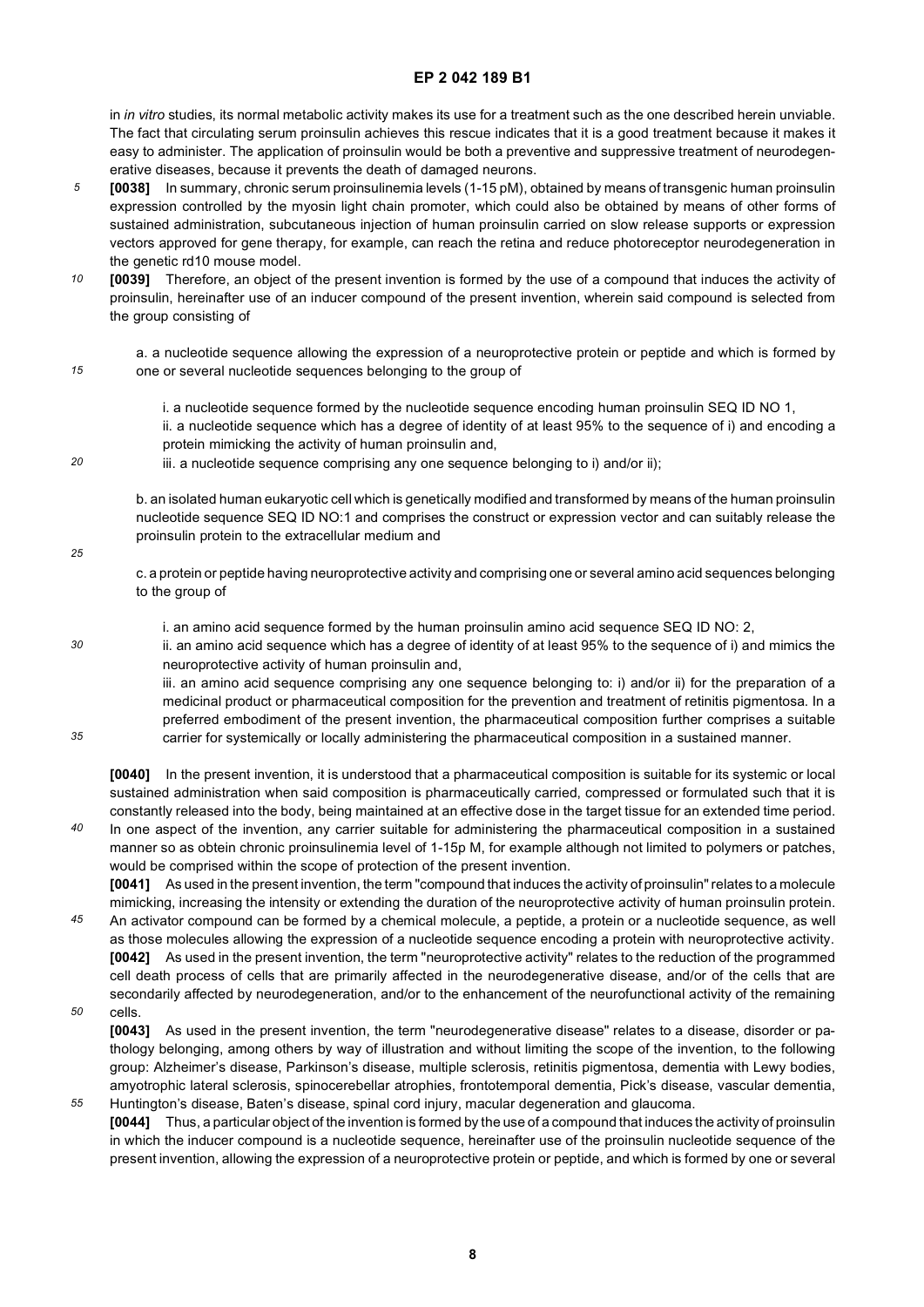in *in vitro* studies, its normal metabolic activity makes its use for a treatment such as the one described herein unviable. The fact that circulating serum proinsulin achieves this rescue indicates that it is a good treatment because it makes it easy to administer. The application of proinsulin would be both a preventive and suppressive treatment of neurodegenerative diseases, because it prevents the death of damaged neurons.

**[0038]** In summary, chronic serum proinsulinemia levels (1-15 pM), obtained by means of transgenic human proinsulin expression controlled by the myosin light chain promoter, which could also be obtained by means of other forms of sustained administration, subcutaneous injection of human proinsulin carried on slow release supports or expression vectors approved for gene therapy, for example, can reach the retina and reduce photoreceptor neurodegeneration in the genetic rd10 mouse model.

**[0039]** Therefore, an object of the present invention is formed by the use of a compound that induces the activity of proinsulin, hereinafter use of an inducer compound of the present invention, wherein said compound is selected from the group consisting of

a. a nucleotide sequence allowing the expression of a neuroprotective protein or peptide and which is formed by one or several nucleotide sequences belonging to the group of

i. a nucleotide sequence formed by the nucleotide sequence encoding human proinsulin SEQ ID NO 1,
ii. a nucleotide sequence which has a degree of identity of at least 95% to the sequence of i) and encoding a protein mimicking the activity of human proinsulin and,
iii. a nucleotide sequence comprising any one sequence belonging to i) and/or ii);

b. an isolated human eukaryotic cell which is genetically modified and transformed by means of the human proinsulin nucleotide sequence SEQ ID NO:1 and comprises the construct or expression vector and can suitably release the proinsulin protein to the extracellular medium and

c. a protein or peptide having neuroprotective activity and comprising one or several amino acid sequences belonging to the group of

i. an amino acid sequence formed by the human proinsulin amino acid sequence SEQ ID NO: 2,
ii. an amino acid sequence which has a degree of identity of at least 95% to the sequence of i) and mimics the neuroprotective activity of human proinsulin and,
iii. an amino acid sequence comprising any one sequence belonging to: i) and/or ii) for the preparation of a medicinal product or pharmaceutical composition for the prevention and treatment of retinitis pigmentosa. In a preferred embodiment of the present invention, the pharmaceutical composition further comprises a suitable carrier for systemically or locally administering the pharmaceutical composition in a sustained manner.

**[0040]** In the present invention, it is understood that a pharmaceutical composition is suitable for its systemic or local sustained administration when said composition is pharmaceutically carried, compressed or formulated such that it is constantly released into the body, being maintained at an effective dose in the target tissue for an extended time period. In one aspect of the invention, any carrier suitable for administering the pharmaceutical composition in a sustained manner so as obtein chronic proinsulinemia level of 1-15p M, for example although not limited to polymers or patches, would be comprised within the scope of protection of the present invention.

**[0041]** As used in the present invention, the term "compound that induces the activity of proinsulin" relates to a molecule mimicking, increasing the intensity or extending the duration of the neuroprotective activity of human proinsulin protein. An activator compound can be formed by a chemical molecule, a peptide, a protein or a nucleotide sequence, as well as those molecules allowing the expression of a nucleotide sequence encoding a protein with neuroprotective activity.

**[0042]** As used in the present invention, the term "neuroprotective activity" relates to the reduction of the programmed cell death process of cells that are primarily affected in the neurodegenerative disease, and/or of the cells that are secondarily affected by neurodegeneration, and/or to the enhancement of the neurofunctional activity of the remaining cells.

**[0043]** As used in the present invention, the term "neurodegenerative disease" relates to a disease, disorder or pathology belonging, among others by way of illustration and without limiting the scope of the invention, to the following group: Alzheimer's disease, Parkinson's disease, multiple sclerosis, retinitis pigmentosa, dementia with Lewy bodies, amyotrophic lateral sclerosis, spinocerebellar atrophies, frontotemporal dementia, Pick's disease, vascular dementia, Huntington's disease, Baten's disease, spinal cord injury, macular degeneration and glaucoma.

**[0044]** Thus, a particular object of the invention is formed by the use of a compound that induces the activity of proinsulin in which the inducer compound is a nucleotide sequence, hereinafter use of the proinsulin nucleotide sequence of the present invention, allowing the expression of a neuroprotective protein or peptide, and which is formed by one or several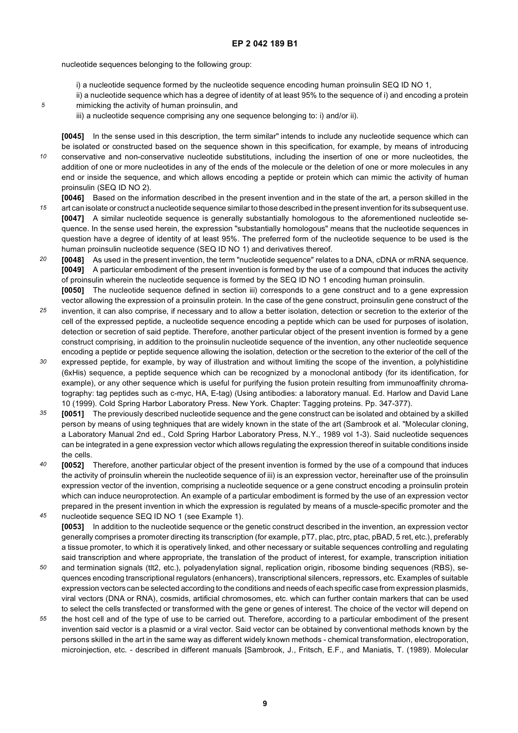nucleotide sequences belonging to the following group:

i) a nucleotide sequence formed by the nucleotide sequence encoding human proinsulin SEQ ID NO 1,

ii) a nucleotide sequence which has a degree of identity of at least 95% to the sequence of i) and encoding a protein mimicking the activity of human proinsulin, and

iii) a nucleotide sequence comprising any one sequence belonging to: i) and/or ii).

**[0045]** In the sense used in this description, the term similar" intends to include any nucleotide sequence which can be isolated or constructed based on the sequence shown in this specification, for example, by means of introducing conservative and non-conservative nucleotide substitutions, including the insertion of one or more nucleotides, the addition of one or more nucleotides in any of the ends of the molecule or the deletion of one or more molecules in any end or inside the sequence, and which allows encoding a peptide or protein which can mimic the activity of human proinsulin (SEQ ID NO 2).

**[0046]** Based on the information described in the present invention and in the state of the art, a person skilled in the art can isolate or construct a nucleotide sequence similar to those described in the present invention for its subsequent use.

**[0047]** A similar nucleotide sequence is generally substantially homologous to the aforementioned nucleotide sequence. In the sense used herein, the expression "substantially homologous" means that the nucleotide sequences in question have a degree of identity of at least 95%. The preferred form of the nucleotide sequence to be used is the human proinsulin nucleotide sequence (SEQ ID NO 1) and derivatives thereof.

**[0048]** As used in the present invention, the term "nucleotide sequence" relates to a DNA, cDNA or mRNA sequence.

**[0049]** A particular embodiment of the present invention is formed by the use of a compound that induces the activity of proinsulin wherein the nucleotide sequence is formed by the SEQ ID NO 1 encoding human proinsulin.

**[0050]** The nucleotide sequence defined in section iii) corresponds to a gene construct and to a gene expression vector allowing the expression of a proinsulin protein. In the case of the gene construct, proinsulin gene construct of the invention, it can also comprise, if necessary and to allow a better isolation, detection or secretion to the exterior of the cell of the expressed peptide, a nucleotide sequence encoding a peptide which can be used for purposes of isolation, detection or secretion of said peptide. Therefore, another particular object of the present invention is formed by a gene construct comprising, in addition to the proinsulin nucleotide sequence of the invention, any other nucleotide sequence encoding a peptide or peptide sequence allowing the isolation, detection or the secretion to the exterior of the cell of the expressed peptide, for example, by way of illustration and without limiting the scope of the invention, a polyhistidine (6xHis) sequence, a peptide sequence which can be recognized by a monoclonal antibody (for its identification, for example), or any other sequence which is useful for purifying the fusion protein resulting from immunoaffinity chromatography: tag peptides such as c-myc, HA, E-tag) (Using antibodies: a laboratory manual. Ed. Harlow and David Lane 10 (1999). Cold Spring Harbor Laboratory Press. New York. Chapter: Tagging proteins. Pp. 347-377).

**[0051]** The previously described nucleotide sequence and the gene construct can be isolated and obtained by a skilled person by means of using teghniques that are widely known in the state of the art (Sambrook et al. "Molecular cloning, a Laboratory Manual 2nd ed., Cold Spring Harbor Laboratory Press, N.Y., 1989 vol 1-3). Said nucleotide sequences can be integrated in a gene expression vector which allows regulating the expression thereof in suitable conditions inside the cells.

**[0052]** Therefore, another particular object of the present invention is formed by the use of a compound that induces the activity of proinsulin wherein the nucleotide sequence of iii) is an expression vector, hereinafter use of the proinsulin expression vector of the invention, comprising a nucleotide sequence or a gene construct encoding a proinsulin protein which can induce neuroprotection. An example of a particular embodiment is formed by the use of an expression vector prepared in the present invention in which the expression is regulated by means of a muscle-specific promoter and the nucleotide sequence SEQ ID NO 1 (see Example 1).

**[0053]** In addition to the nucleotide sequence or the genetic construct described in the invention, an expression vector generally comprises a promoter directing its transcription (for example, pT7, plac, ptrc, ptac, pBAD, 5 ret, etc.), preferably a tissue promoter, to which it is operatively linked, and other necessary or suitable sequences controlling and regulating said transcription and where appropriate, the translation of the product of interest, for example, transcription initiation and termination signals (tlt2, etc.), polyadenylation signal, replication origin, ribosome binding sequences (RBS), sequences encoding transcriptional regulators (enhancers), transcriptional silencers, repressors, etc. Examples of suitable expression vectors can be selected according to the conditions and needs of each specific case from expression plasmids, viral vectors (DNA or RNA), cosmids, artificial chromosomes, etc. which can further contain markers that can be used to select the cells transfected or transformed with the gene or genes of interest. The choice of the vector will depend on the host cell and of the type of use to be carried out. Therefore, according to a particular embodiment of the present invention said vector is a plasmid or a viral vector. Said vector can be obtained by conventional methods known by the persons skilled in the art in the same way as different widely known methods - chemical transformation, electroporation, microinjection, etc. - described in different manuals [Sambrook, J., Fritsch, E.F., and Maniatis, T. (1989). Molecular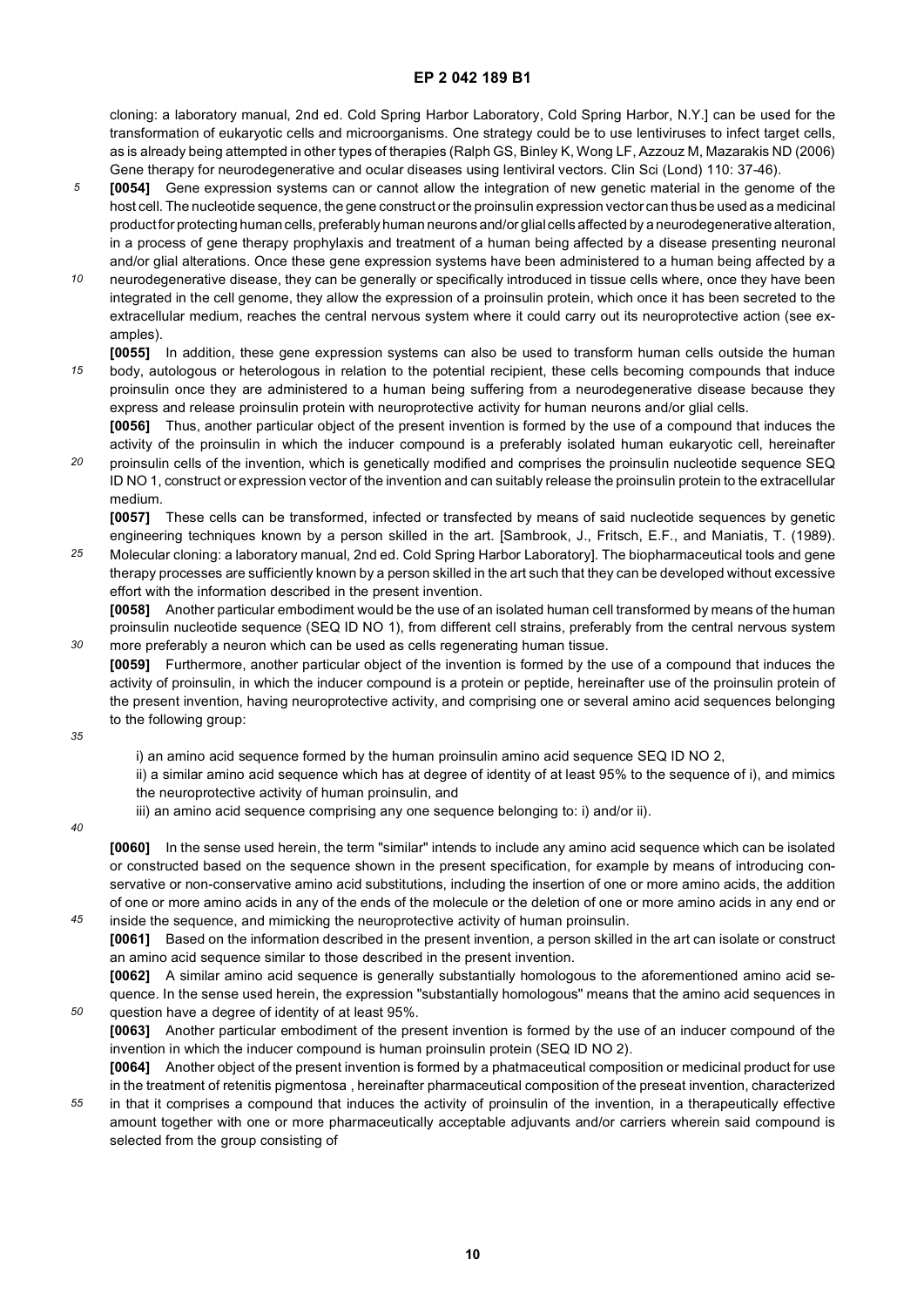cloning: a laboratory manual, 2nd ed. Cold Spring Harbor Laboratory, Cold Spring Harbor, N.Y.] can be used for the transformation of eukaryotic cells and microorganisms. One strategy could be to use lentiviruses to infect target cells, as is already being attempted in other types of therapies (Ralph GS, Binley K, Wong LF, Azzouz M, Mazarakis ND (2006) Gene therapy for neurodegenerative and ocular diseases using lentiviral vectors. Clin Sci (Lond) 110: 37-46).

**[0054]** Gene expression systems can or cannot allow the integration of new genetic material in the genome of the host cell. The nucleotide sequence, the gene construct or the proinsulin expression vector can thus be used as a medicinal product for protecting human cells, preferably human neurons and/or glial cells affected by a neurodegenerative alteration, in a process of gene therapy prophylaxis and treatment of a human being affected by a disease presenting neuronal and/or glial alterations. Once these gene expression systems have been administered to a human being affected by a neurodegenerative disease, they can be generally or specifically introduced in tissue cells where, once they have been integrated in the cell genome, they allow the expression of a proinsulin protein, which once it has been secreted to the extracellular medium, reaches the central nervous system where it could carry out its neuroprotective action (see examples).

**[0055]** In addition, these gene expression systems can also be used to transform human cells outside the human body, autologous or heterologous in relation to the potential recipient, these cells becoming compounds that induce proinsulin once they are administered to a human being suffering from a neurodegenerative disease because they express and release proinsulin protein with neuroprotective activity for human neurons and/or glial cells.

**[0056]** Thus, another particular object of the present invention is formed by the use of a compound that induces the activity of the proinsulin in which the inducer compound is a preferably isolated human eukaryotic cell, hereinafter proinsulin cells of the invention, which is genetically modified and comprises the proinsulin nucleotide sequence SEQ ID NO 1, construct or expression vector of the invention and can suitably release the proinsulin protein to the extracellular medium.

**[0057]** These cells can be transformed, infected or transfected by means of said nucleotide sequences by genetic engineering techniques known by a person skilled in the art. [Sambrook, J., Fritsch, E.F., and Maniatis, T. (1989). Molecular cloning: a laboratory manual, 2nd ed. Cold Spring Harbor Laboratory]. The biopharmaceutical tools and gene therapy processes are sufficiently known by a person skilled in the art such that they can be developed without excessive effort with the information described in the present invention.

**[0058]** Another particular embodiment would be the use of an isolated human cell transformed by means of the human proinsulin nucleotide sequence (SEQ ID NO 1), from different cell strains, preferably from the central nervous system more preferably a neuron which can be used as cells regenerating human tissue.

**[0059]** Furthermore, another particular object of the invention is formed by the use of a compound that induces the activity of proinsulin, in which the inducer compound is a protein or peptide, hereinafter use of the proinsulin protein of the present invention, having neuroprotective activity, and comprising one or several amino acid sequences belonging to the following group:

i) an amino acid sequence formed by the human proinsulin amino acid sequence SEQ ID NO 2,

ii) a similar amino acid sequence which has at degree of identity of at least 95% to the sequence of i), and mimics the neuroprotective activity of human proinsulin, and

iii) an amino acid sequence comprising any one sequence belonging to: i) and/or ii).

**[0060]** In the sense used herein, the term "similar" intends to include any amino acid sequence which can be isolated or constructed based on the sequence shown in the present specification, for example by means of introducing conservative or non-conservative amino acid substitutions, including the insertion of one or more amino acids, the addition of one or more amino acids in any of the ends of the molecule or the deletion of one or more amino acids in any end or inside the sequence, and mimicking the neuroprotective activity of human proinsulin.

**[0061]** Based on the information described in the present invention, a person skilled in the art can isolate or construct an amino acid sequence similar to those described in the present invention.

**[0062]** A similar amino acid sequence is generally substantially homologous to the aforementioned amino acid sequence. In the sense used herein, the expression "substantially homologous" means that the amino acid sequences in question have a degree of identity of at least 95%.

**[0063]** Another particular embodiment of the present invention is formed by the use of an inducer compound of the invention in which the inducer compound is human proinsulin protein (SEQ ID NO 2).

**[0064]** Another object of the present invention is formed by a phatmaceutical composition or medicinal product for use in the treatment of retenitis pigmentosa , hereinafter pharmaceutical composition of the preseat invention, characterized in that it comprises a compound that induces the activity of proinsulin of the invention, in a therapeutically effective amount together with one or more pharmaceutically acceptable adjuvants and/or carriers wherein said compound is selected from the group consisting of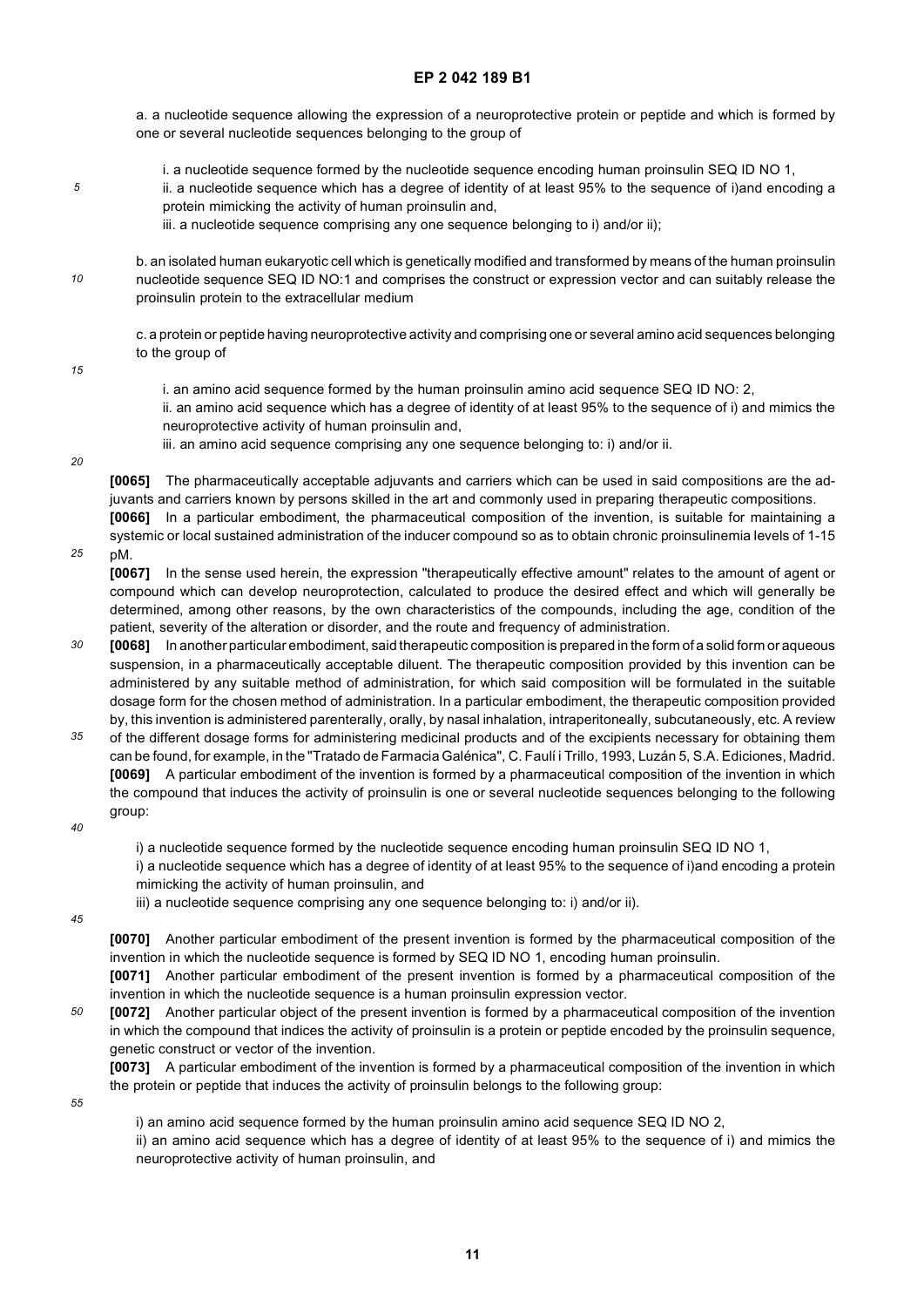a. a nucleotide sequence allowing the expression of a neuroprotective protein or peptide and which is formed by one or several nucleotide sequences belonging to the group of

i. a nucleotide sequence formed by the nucleotide sequence encoding human proinsulin SEQ ID NO 1,
ii. a nucleotide sequence which has a degree of identity of at least 95% to the sequence of i)and encoding a protein mimicking the activity of human proinsulin and,
iii. a nucleotide sequence comprising any one sequence belonging to i) and/or ii);

b. an isolated human eukaryotic cell which is genetically modified and transformed by means of the human proinsulin nucleotide sequence SEQ ID NO:1 and comprises the construct or expression vector and can suitably release the proinsulin protein to the extracellular medium

c. a protein or peptide having neuroprotective activity and comprising one or several amino acid sequences belonging to the group of

i. an amino acid sequence formed by the human proinsulin amino acid sequence SEQ ID NO: 2,
ii. an amino acid sequence which has a degree of identity of at least 95% to the sequence of i) and mimics the neuroprotective activity of human proinsulin and,
iii. an amino acid sequence comprising any one sequence belonging to: i) and/or ii.

**[0065]** The pharmaceutically acceptable adjuvants and carriers which can be used in said compositions are the adjuvants and carriers known by persons skilled in the art and commonly used in preparing therapeutic compositions.

**[0066]** In a particular embodiment, the pharmaceutical composition of the invention, is suitable for maintaining a systemic or local sustained administration of the inducer compound so as to obtain chronic proinsulinemia levels of 1-15 pM.

**[0067]** In the sense used herein, the expression "therapeutically effective amount" relates to the amount of agent or compound which can develop neuroprotection, calculated to produce the desired effect and which will generally be determined, among other reasons, by the own characteristics of the compounds, including the age, condition of the patient, severity of the alteration or disorder, and the route and frequency of administration.

**[0068]** In another particular embodiment, said therapeutic composition is prepared in the form of a solid form or aqueous suspension, in a pharmaceutically acceptable diluent. The therapeutic composition provided by this invention can be administered by any suitable method of administration, for which said composition will be formulated in the suitable dosage form for the chosen method of administration. In a particular embodiment, the therapeutic composition provided by, this invention is administered parenterally, orally, by nasal inhalation, intraperitoneally, subcutaneously, etc. A review of the different dosage forms for administering medicinal products and of the excipients necessary for obtaining them can be found, for example, in the "Tratado de Farmacia Galénica", C. Faulí i Trillo, 1993, Luzán 5, S.A. Ediciones, Madrid.

**[0069]** A particular embodiment of the invention is formed by a pharmaceutical composition of the invention in which the compound that induces the activity of proinsulin is one or several nucleotide sequences belonging to the following group:

i) a nucleotide sequence formed by the nucleotide sequence encoding human proinsulin SEQ ID NO 1,
i) a nucleotide sequence which has a degree of identity of at least 95% to the sequence of i)and encoding a protein mimicking the activity of human proinsulin, and
iii) a nucleotide sequence comprising any one sequence belonging to: i) and/or ii).

**[0070]** Another particular embodiment of the present invention is formed by the pharmaceutical composition of the invention in which the nucleotide sequence is formed by SEQ ID NO 1, encoding human proinsulin.

**[0071]** Another particular embodiment of the present invention is formed by a pharmaceutical composition of the invention in which the nucleotide sequence is a human proinsulin expression vector.

**[0072]** Another particular object of the present invention is formed by a pharmaceutical composition of the invention in which the compound that indices the activity of proinsulin is a protein or peptide encoded by the proinsulin sequence, genetic construct or vector of the invention.

**[0073]** A particular embodiment of the invention is formed by a pharmaceutical composition of the invention in which the protein or peptide that induces the activity of proinsulin belongs to the following group:

i) an amino acid sequence formed by the human proinsulin amino acid sequence SEQ ID NO 2,
ii) an amino acid sequence which has a degree of identity of at least 95% to the sequence of i) and mimics the neuroprotective activity of human proinsulin, and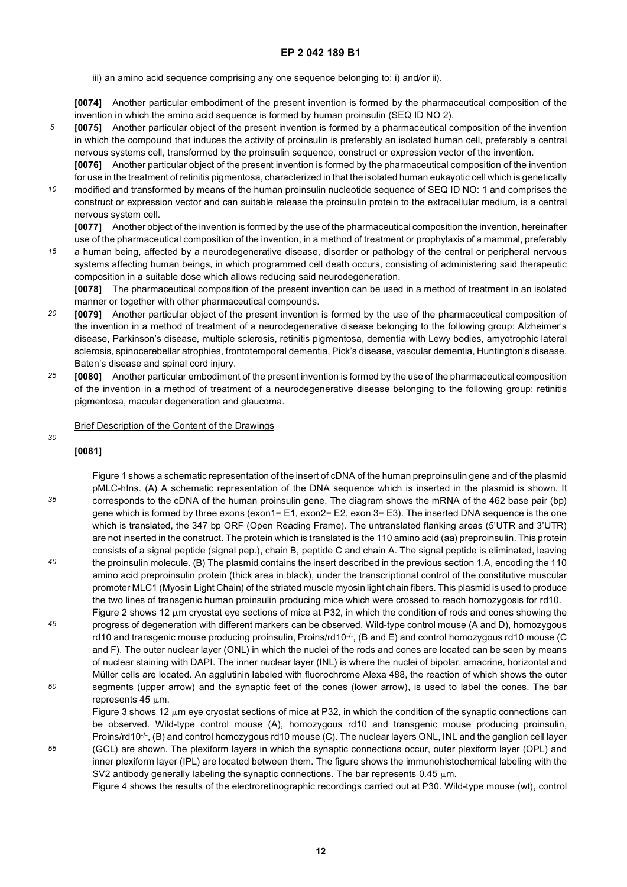iii) an amino acid sequence comprising any one sequence belonging to: i) and/or ii).

**[0074]** Another particular embodiment of the present invention is formed by the pharmaceutical composition of the invention in which the amino acid sequence is formed by human proinsulin (SEQ ID NO 2).

**[0075]** Another particular object of the present invention is formed by a pharmaceutical composition of the invention in which the compound that induces the activity of proinsulin is preferably an isolated human cell, preferably a central nervous systems cell, transformed by the proinsulin sequence, construct or expression vector of the invention.

**[0076]** Another particular object of the present invention is formed by the pharmaceutical composition of the invention for use in the treatment of retinitis pigmentosa, characterized in that the isolated human eukayotic cell which is genetically modified and transformed by means of the human proinsulin nucleotide sequence of SEQ ID NO: 1 and comprises the construct or expression vector and can suitable release the proinsulin protein to the extracellular medium, is a central nervous system cell.

**[0077]** Another object of the invention is formed by the use of the pharmaceutical composition the invention, hereinafter use of the pharmaceutical composition of the invention, in a method of treatment or prophylaxis of a mammal, preferably a human being, affected by a neurodegenerative disease, disorder or pathology of the central or peripheral nervous systems affecting human beings, in which programmed cell death occurs, consisting of administering said therapeutic composition in a suitable dose which allows reducing said neurodegeneration.

**[0078]** The pharmaceutical composition of the present invention can be used in a method of treatment in an isolated manner or together with other pharmaceutical compounds.

**[0079]** Another particular object of the present invention is formed by the use of the pharmaceutical composition of the invention in a method of treatment of a neurodegenerative disease belonging to the following group: Alzheimer's disease, Parkinson's disease, multiple sclerosis, retinitis pigmentosa, dementia with Lewy bodies, amyotrophic lateral sclerosis, spinocerebellar atrophies, frontotemporal dementia, Pick's disease, vascular dementia, Huntington's disease, Baten's disease and spinal cord injury.

**[0080]** Another particular embodiment of the present invention is formed by the use of the pharmaceutical composition of the invention in a method of treatment of a neurodegenerative disease belonging to the following group: retinitis pigmentosa, macular degeneration and glaucoma.

## Brief Description of the Content of the Drawings

**[0081]**

Figure 1 shows a schematic representation of the insert of cDNA of the human preproinsulin gene and of the plasmid pMLC-hIns. (A) A schematic representation of the DNA sequence which is inserted in the plasmid is shown. It corresponds to the cDNA of the human proinsulin gene. The diagram shows the mRNA of the 462 base pair (bp) gene which is formed by three exons (exon1= E1, exon2= E2, exon 3= E3). The inserted DNA sequence is the one which is translated, the 347 bp ORF (Open Reading Frame). The untranslated flanking areas (5'UTR and 3'UTR) are not inserted in the construct. The protein which is translated is the 110 amino acid (aa) preproinsulin. This protein consists of a signal peptide (signal pep.), chain B, peptide C and chain A. The signal peptide is eliminated, leaving the proinsulin molecule. (B) The plasmid contains the insert described in the previous section 1.A, encoding the 110 amino acid preproinsulin protein (thick area in black), under the transcriptional control of the constitutive muscular promoter MLC1 (Myosin Light Chain) of the striated muscle myosin light chain fibers. This plasmid is used to produce the two lines of transgenic human proinsulin producing mice which were crossed to reach homozygosis for rd10.

Figure 2 shows 12 μm cryostat eye sections of mice at P32, in which the condition of rods and cones showing the progress of degeneration with different markers can be observed. Wild-type control mouse (A and D), homozygous rd10 and transgenic mouse producing proinsulin, Proins/rd10$^{-/-}$, (B and E) and control homozygous rd10 mouse (C and F). The outer nuclear layer (ONL) in which the nuclei of the rods and cones are located can be seen by means of nuclear staining with DAPI. The inner nuclear layer (INL) is where the nuclei of bipolar, amacrine, horizontal and Müller cells are located. An agglutinin labeled with fluorochrome Alexa 488, the reaction of which shows the outer segments (upper arrow) and the synaptic feet of the cones (lower arrow), is used to label the cones. The bar represents 45 μm.

Figure 3 shows 12 μm eye cryostat sections of mice at P32, in which the condition of the synaptic connections can be observed. Wild-type control mouse (A), homozygous rd10 and transgenic mouse producing proinsulin, Proins/rd10$^{-/-}$, (B) and control homozygous rd10 mouse (C). The nuclear layers ONL, INL and the ganglion cell layer (GCL) are shown. The plexiform layers in which the synaptic connections occur, outer plexiform layer (OPL) and inner plexiform layer (IPL) are located between them. The figure shows the immunohistochemical labeling with the SV2 antibody generally labeling the synaptic connections. The bar represents 0.45 μm.

Figure 4 shows the results of the electroretinographic recordings carried out at P30. Wild-type mouse (wt), control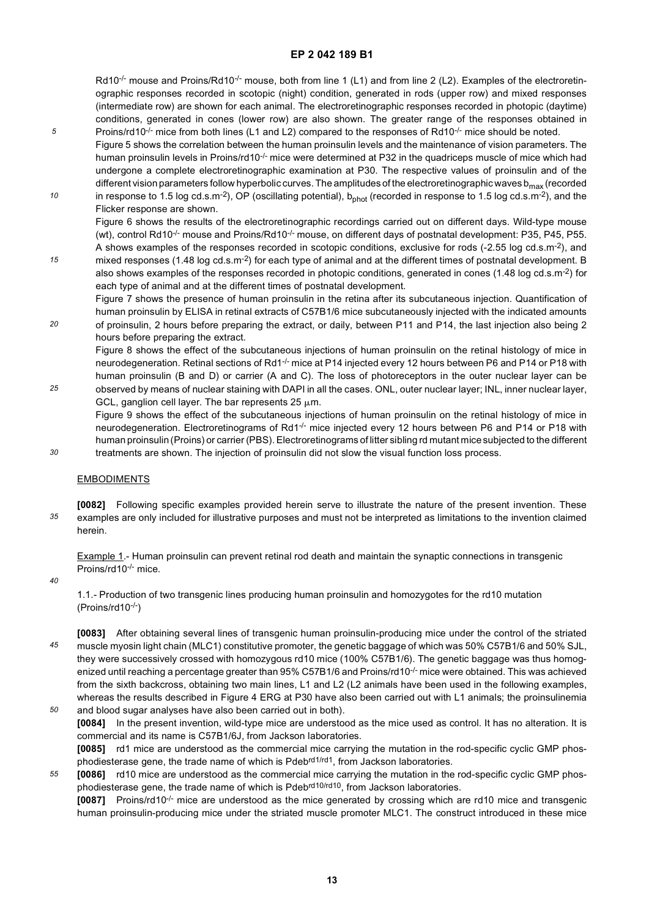Rd10$^{-/-}$ mouse and Proins/Rd10$^{-/-}$ mouse, both from line 1 (L1) and from line 2 (L2). Examples of the electroretinographic responses recorded in scotopic (night) condition, generated in rods (upper row) and mixed responses (intermediate row) are shown for each animal. The electroretinographic responses recorded in photopic (daytime) conditions, generated in cones (lower row) are also shown. The greater range of the responses obtained in Proins/rd10$^{-/-}$ mice from both lines (L1 and L2) compared to the responses of Rd10$^{-/-}$ mice should be noted.

Figure 5 shows the correlation between the human proinsulin levels and the maintenance of vision parameters. The human proinsulin levels in Proins/rd10$^{-/-}$ mice were determined at P32 in the quadriceps muscle of mice which had undergone a complete electroretinographic examination at P30. The respective values of proinsulin and of the different vision parameters follow hyperbolic curves. The amplitudes of the electroretinographic waves $b_{max}$ (recorded in response to 1.5 log cd.s.m$^{-2}$), OP (oscillating potential), $b_{phot}$ (recorded in response to 1.5 log cd.s.m$^{-2}$), and the Flicker response are shown.

Figure 6 shows the results of the electroretinographic recordings carried out on different days. Wild-type mouse (wt), control Rd10$^{-/-}$ mouse and Proins/Rd10$^{-/-}$ mouse, on different days of postnatal development: P35, P45, P55. A shows examples of the responses recorded in scotopic conditions, exclusive for rods (-2.55 log cd.s.m$^{-2}$), and mixed responses (1.48 log cd.s.m$^{-2}$) for each type of animal and at the different times of postnatal development. B also shows examples of the responses recorded in photopic conditions, generated in cones (1.48 log cd.s.m$^{-2}$) for each type of animal and at the different times of postnatal development.

Figure 7 shows the presence of human proinsulin in the retina after its subcutaneous injection. Quantification of human proinsulin by ELISA in retinal extracts of C57B1/6 mice subcutaneously injected with the indicated amounts of proinsulin, 2 hours before preparing the extract, or daily, between P11 and P14, the last injection also being 2 hours before preparing the extract.

Figure 8 shows the effect of the subcutaneous injections of human proinsulin on the retinal histology of mice in neurodegeneration. Retinal sections of Rd1$^{-/-}$ mice at P14 injected every 12 hours between P6 and P14 or P18 with human proinsulin (B and D) or carrier (A and C). The loss of photoreceptors in the outer nuclear layer can be observed by means of nuclear staining with DAPI in all the cases. ONL, outer nuclear layer; INL, inner nuclear layer, GCL, ganglion cell layer. The bar represents 25 μm.

Figure 9 shows the effect of the subcutaneous injections of human proinsulin on the retinal histology of mice in neurodegeneration. Electroretinograms of Rd1$^{-/-}$ mice injected every 12 hours between P6 and P14 or P18 with human proinsulin (Proins) or carrier (PBS). Electroretinograms of litter sibling rd mutant mice subjected to the different treatments are shown. The injection of proinsulin did not slow the visual function loss process.

## EMBODIMENTS

**[0082]** Following specific examples provided herein serve to illustrate the nature of the present invention. These examples are only included for illustrative purposes and must not be interpreted as limitations to the invention claimed herein.

Example 1.- Human proinsulin can prevent retinal rod death and maintain the synaptic connections in transgenic Proins/rd10$^{-/-}$ mice.

1.1.- Production of two transgenic lines producing human proinsulin and homozygotes for the rd10 mutation (Proins/rd10$^{-/-}$)

**[0083]** After obtaining several lines of transgenic human proinsulin-producing mice under the control of the striated muscle myosin light chain (MLC1) constitutive promoter, the genetic baggage of which was 50% C57B1/6 and 50% SJL, they were successively crossed with homozygous rd10 mice (100% C57B1/6). The genetic baggage was thus homogenized until reaching a percentage greater than 95% C57B1/6 and Proins/rd10$^{-/-}$ mice were obtained. This was achieved from the sixth backcross, obtaining two main lines, L1 and L2 (L2 animals have been used in the following examples, whereas the results described in Figure 4 ERG at P30 have also been carried out with L1 animals; the proinsulinemia and blood sugar analyses have also been carried out in both).

**[0084]** In the present invention, wild-type mice are understood as the mice used as control. It has no alteration. It is commercial and its name is C57B1/6J, from Jackson laboratories.

**[0085]** rd1 mice are understood as the commercial mice carrying the mutation in the rod-specific cyclic GMP phosphodiesterase gene, the trade name of which is Pdeb$^{rd1/rd1}$, from Jackson laboratories.

**[0086]** rd10 mice are understood as the commercial mice carrying the mutation in the rod-specific cyclic GMP phosphodiesterase gene, the trade name of which is Pdeb$^{rd10/rd10}$, from Jackson laboratories.

**[0087]** Proins/rd10$^{-/-}$ mice are understood as the mice generated by crossing which are rd10 mice and transgenic human proinsulin-producing mice under the striated muscle promoter MLC1. The construct introduced in these mice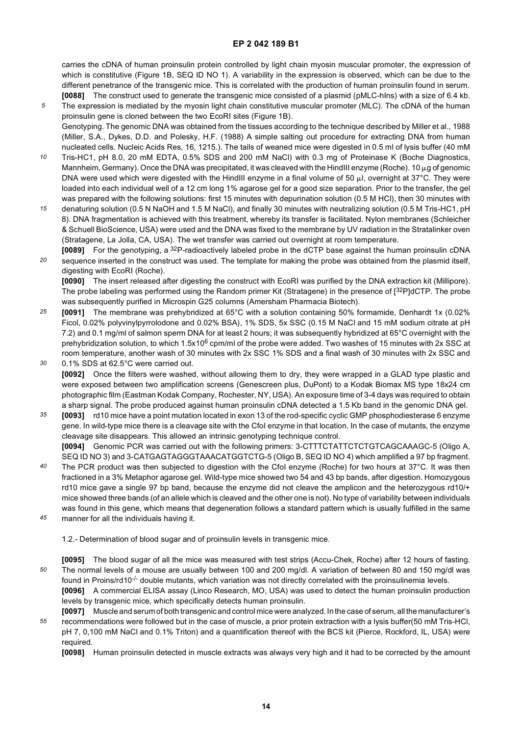carries the cDNA of human proinsulin protein controlled by light chain myosin muscular promoter, the expression of which is constitutive (Figure 1B, SEQ ID NO 1). A variability in the expression is observed, which can be due to the different penetrance of the transgenic mice. This is correlated with the production of human proinsulin found in serum.

**[0088]** The construct used to generate the transgenic mice consisted of a plasmid (pMLC-hIns) with a size of 6.4 kb. The expression is mediated by the myosin light chain constitutive muscular promoter (MLC). The cDNA of the human proinsulin gene is cloned between the two EcoRI sites (Figure 1B).

Genotyping. The genomic DNA was obtained from the tissues according to the technique described by Miller et al., 1988 (Miller, S.A., Dykes, D.D. and Polesky, H.F. (1988) A simple salting out procedure for extracting DNA from human nucleated cells. Nucleic Acids Res, 16, 1215.). The tails of weaned mice were digested in 0.5 ml of lysis buffer (40 mM Tris-HC1, pH 8.0, 20 mM EDTA, 0.5% SDS and 200 mM NaCl) with 0.3 mg of Proteinase K (Boche Diagnostics, Mannheim, Germany). Once the DNA was precipitated, it was cleaved with the HindIII enzyme (Roche). 10 μg of genomic DNA were used which were digested with the HindIII enzyme in a final volume of 50 μl, overnight at 37°C. They were loaded into each individual well of a 12 cm long 1% agarose gel for a good size separation. Prior to the transfer, the gel was prepared with the following solutions: first 15 minutes with depurination solution (0.5 M HCl), then 30 minutes with denaturing solution (0.5 N NaOH and 1.5 M NaCl), and finally 30 minutes with neutralizing solution (0.5 M Tris-HC1, pH 8). DNA fragmentation is achieved with this treatment, whereby its transfer is facilitated. Nylon membranes (Schleicher & Schuell BioScience, USA) were used and the DNA was fixed to the membrane by UV radiation in the Stratalinker oven (Stratagene, La Jolla, CA, USA). The wet transfer was carried out overnight at room temperature.

**[0089]** For the genotyping, a $^{32}$P-radioactively labeled probe in the dCTP base against the human proinsulin cDNA sequence inserted in the construct was used. The template for making the probe was obtained from the plasmid itself, digesting with EcoRI (Roche).

**[0090]** The insert released after digesting the construct with EcoRI was purified by the DNA extraction kit (Millipore). The probe labeling was performed using the Random primer Kit (Stratagene) in the presence of [$^{32}$P]dCTP. The probe was subsequently purified in Microspin G25 columns (Amersham Pharmacia Biotech).

**[0091]** The membrane was prehybridized at 65°C with a solution containing 50% formamide, Denhardt 1x (0.02% Ficol, 0.02% polyvinylpyrrolodone and 0.02% BSA), 1% SDS, 5x SSC (0.15 M NaCl and 15 mM sodium citrate at pH 7.2) and 0.1 mg/ml of salmon sperm DNA for at least 2 hours; it was subsequently hybridized at 65°C overnight with the prehybridization solution, to which $1.5 \times 10^6$ cpm/ml of the probe were added. Two washes of 15 minutes with 2x SSC at room temperature, another wash of 30 minutes with 2x SSC 1% SDS and a final wash of 30 minutes with 2x SSC and 0.1% SDS at 62.5°C were carried out.

**[0092]** Once the filters were washed, without allowing them to dry, they were wrapped in a GLAD type plastic and were exposed between two amplification screens (Genescreen plus, DuPont) to a Kodak Biomax MS type 18x24 cm photographic film (Eastman Kodak Company, Rochester, NY, USA). An exposure time of 3-4 days was required to obtain a sharp signal. The probe produced against human proinsulin cDNA detected a 1.5 Kb band in the genomic DNA gel.

**[0093]** rd10 mice have a point mutation located in exon 13 of the rod-specific cyclic GMP phosphodiesterase 6 enzyme gene. In wild-type mice there is a cleavage site with the CfoI enzyme in that location. In the case of mutants, the enzyme cleavage site disappears. This allowed an intrinsic genotyping technique control.

**[0094]** Genomic PCR was carried out with the following primers: 3-CTTTCTATTCTCTGTCAGCAAAGC-5 (Oligo A, SEQ ID NO 3) and 3-CATGAGTAGGGTAAACATGGTCTG-5 (Oligo B, SEQ ID NO 4) which amplified a 97 bp fragment. The PCR product was then subjected to digestion with the CfoI enzyme (Roche) for two hours at 37°C. It was then fractioned in a 3% Metaphor agarose gel. Wild-type mice showed two 54 and 43 bp bands, after digestion. Homozygous rd10 mice gave a single 97 bp band, because the enzyme did not cleave the amplicon and the heterozygous rd10/+ mice showed three bands (of an allele which is cleaved and the other one is not). No type of variability between individuals was found in this gene, which means that degeneration follows a standard pattern which is usually fulfilled in the same manner for all the individuals having it.

1.2.- Determination of blood sugar and of proinsulin levels in transgenic mice.

**[0095]** The blood sugar of all the mice was measured with test strips (Accu-Chek, Roche) after 12 hours of fasting. The normal levels of a mouse are usually between 100 and 200 mg/dl. A variation of between 80 and 150 mg/dl was found in Proins/rd10$^{-/-}$ double mutants, which variation was not directly correlated with the proinsulinemia levels.

**[0096]** A commercial ELISA assay (Linco Research, MO, USA) was used to detect the human proinsulin production levels by transgenic mice, which specifically detects human proinsulin.

**[0097]** Muscle and serum of both transgenic and control mice were analyzed. In the case of serum, all the manufacturer's recommendations were followed but in the case of muscle, a prior protein extraction with a lysis buffer(50 mM Tris-HCl, pH 7, 0,100 mM NaCl and 0.1% Triton) and a quantification thereof with the BCS kit (Pierce, Rockford, IL, USA) were required.

**[0098]** Human proinsulin detected in muscle extracts was always very high and it had to be corrected by the amount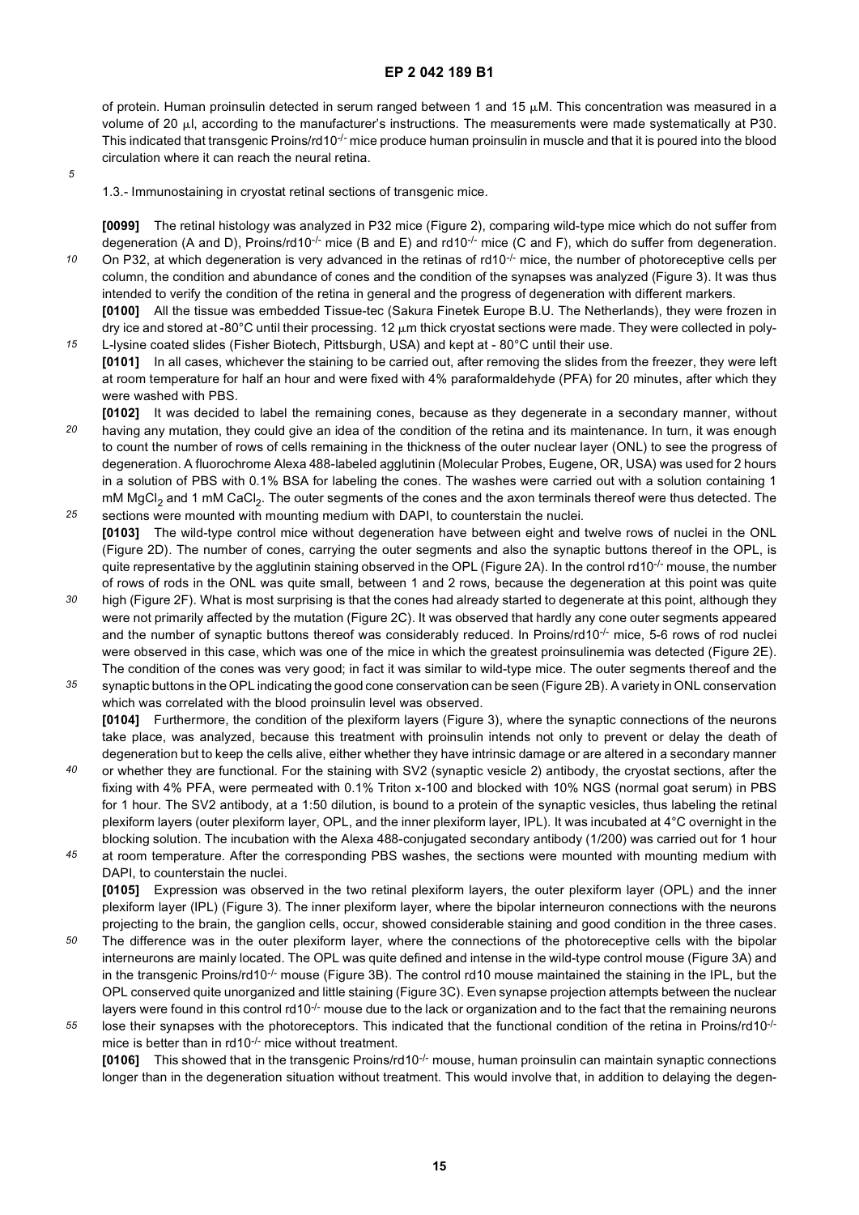of protein. Human proinsulin detected in serum ranged between 1 and 15 μM. This concentration was measured in a volume of 20 μl, according to the manufacturer's instructions. The measurements were made systematically at P30. This indicated that transgenic Proins/rd10$^{-/-}$ mice produce human proinsulin in muscle and that it is poured into the blood circulation where it can reach the neural retina.

1.3.- Immunostaining in cryostat retinal sections of transgenic mice.

**[0099]** The retinal histology was analyzed in P32 mice (Figure 2), comparing wild-type mice which do not suffer from degeneration (A and D), Proins/rd10$^{-/-}$ mice (B and E) and rd10$^{-/-}$ mice (C and F), which do suffer from degeneration. On P32, at which degeneration is very advanced in the retinas of rd10$^{-/-}$ mice, the number of photoreceptive cells per column, the condition and abundance of cones and the condition of the synapses was analyzed (Figure 3). It was thus intended to verify the condition of the retina in general and the progress of degeneration with different markers.

**[0100]** All the tissue was embedded Tissue-tec (Sakura Finetek Europe B.U. The Netherlands), they were frozen in dry ice and stored at -80°C until their processing. 12 μm thick cryostat sections were made. They were collected in poly-L-lysine coated slides (Fisher Biotech, Pittsburgh, USA) and kept at - 80°C until their use.

**[0101]** In all cases, whichever the staining to be carried out, after removing the slides from the freezer, they were left at room temperature for half an hour and were fixed with 4% paraformaldehyde (PFA) for 20 minutes, after which they were washed with PBS.

**[0102]** It was decided to label the remaining cones, because as they degenerate in a secondary manner, without having any mutation, they could give an idea of the condition of the retina and its maintenance. In turn, it was enough to count the number of rows of cells remaining in the thickness of the outer nuclear layer (ONL) to see the progress of degeneration. A fluorochrome Alexa 488-labeled agglutinin (Molecular Probes, Eugene, OR, USA) was used for 2 hours in a solution of PBS with 0.1% BSA for labeling the cones. The washes were carried out with a solution containing 1 mM $MgCl_2$ and 1 mM $CaCl_2$. The outer segments of the cones and the axon terminals thereof were thus detected. The sections were mounted with mounting medium with DAPI, to counterstain the nuclei.

**[0103]** The wild-type control mice without degeneration have between eight and twelve rows of nuclei in the ONL (Figure 2D). The number of cones, carrying the outer segments and also the synaptic buttons thereof in the OPL, is quite representative by the agglutinin staining observed in the OPL (Figure 2A). In the control rd10$^{-/-}$ mouse, the number of rows of rods in the ONL was quite small, between 1 and 2 rows, because the degeneration at this point was quite high (Figure 2F). What is most surprising is that the cones had already started to degenerate at this point, although they were not primarily affected by the mutation (Figure 2C). It was observed that hardly any cone outer segments appeared and the number of synaptic buttons thereof was considerably reduced. In Proins/rd10$^{-/-}$ mice, 5-6 rows of rod nuclei were observed in this case, which was one of the mice in which the greatest proinsulinemia was detected (Figure 2E). The condition of the cones was very good; in fact it was similar to wild-type mice. The outer segments thereof and the synaptic buttons in the OPL indicating the good cone conservation can be seen (Figure 2B). A variety in ONL conservation which was correlated with the blood proinsulin level was observed.

**[0104]** Furthermore, the condition of the plexiform layers (Figure 3), where the synaptic connections of the neurons take place, was analyzed, because this treatment with proinsulin intends not only to prevent or delay the death of degeneration but to keep the cells alive, either whether they have intrinsic damage or are altered in a secondary manner or whether they are functional. For the staining with SV2 (synaptic vesicle 2) antibody, the cryostat sections, after the fixing with 4% PFA, were permeated with 0.1% Triton x-100 and blocked with 10% NGS (normal goat serum) in PBS for 1 hour. The SV2 antibody, at a 1:50 dilution, is bound to a protein of the synaptic vesicles, thus labeling the retinal plexiform layers (outer plexiform layer, OPL, and the inner plexiform layer, IPL). It was incubated at 4°C overnight in the blocking solution. The incubation with the Alexa 488-conjugated secondary antibody (1/200) was carried out for 1 hour at room temperature. After the corresponding PBS washes, the sections were mounted with mounting medium with DAPI, to counterstain the nuclei.

**[0105]** Expression was observed in the two retinal plexiform layers, the outer plexiform layer (OPL) and the inner plexiform layer (IPL) (Figure 3). The inner plexiform layer, where the bipolar interneuron connections with the neurons projecting to the brain, the ganglion cells, occur, showed considerable staining and good condition in the three cases. The difference was in the outer plexiform layer, where the connections of the photoreceptive cells with the bipolar interneurons are mainly located. The OPL was quite defined and intense in the wild-type control mouse (Figure 3A) and in the transgenic Proins/rd10$^{-/-}$ mouse (Figure 3B). The control rd10 mouse maintained the staining in the IPL, but the OPL conserved quite unorganized and little staining (Figure 3C). Even synapse projection attempts between the nuclear layers were found in this control rd10$^{-/-}$ mouse due to the lack or organization and to the fact that the remaining neurons lose their synapses with the photoreceptors. This indicated that the functional condition of the retina in Proins/rd10$^{-/-}$ mice is better than in rd10$^{-/-}$ mice without treatment.

**[0106]** This showed that in the transgenic Proins/rd10$^{-/-}$ mouse, human proinsulin can maintain synaptic connections longer than in the degeneration situation without treatment. This would involve that, in addition to delaying the degen-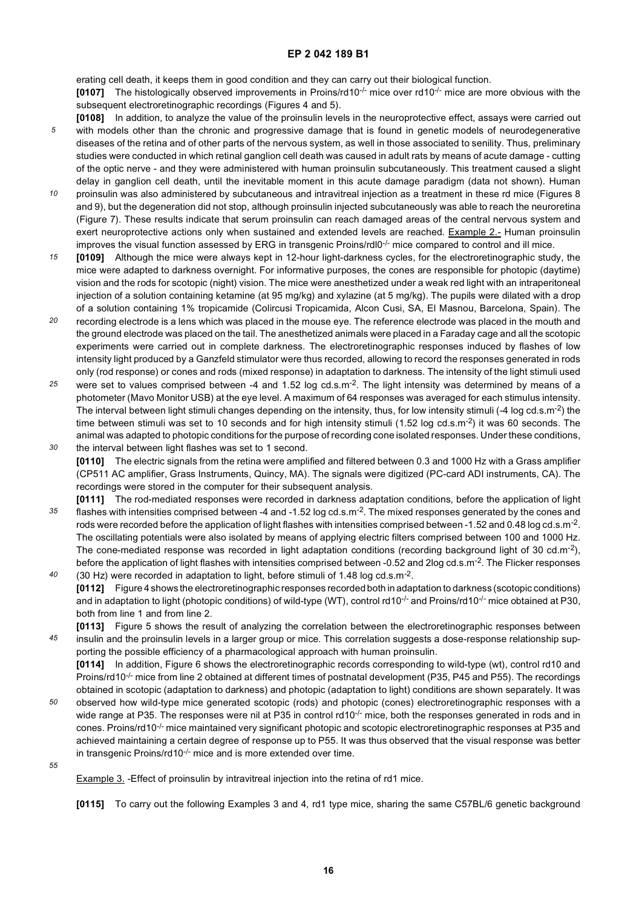erating cell death, it keeps them in good condition and they can carry out their biological function.

**[0107]** The histologically observed improvements in Proins/rd10$^{-/-}$ mice over rd10$^{-/-}$ mice are more obvious with the subsequent electroretinographic recordings (Figures 4 and 5).

**[0108]** In addition, to analyze the value of the proinsulin levels in the neuroprotective effect, assays were carried out with models other than the chronic and progressive damage that is found in genetic models of neurodegenerative diseases of the retina and of other parts of the nervous system, as well in those associated to senility. Thus, preliminary studies were conducted in which retinal ganglion cell death was caused in adult rats by means of acute damage - cutting of the optic nerve - and they were administered with human proinsulin subcutaneously. This treatment caused a slight delay in ganglion cell death, until the inevitable moment in this acute damage paradigm (data not shown). Human proinsulin was also administered by subcutaneous and intravitreal injection as a treatment in these rd mice (Figures 8 and 9), but the degeneration did not stop, although proinsulin injected subcutaneously was able to reach the neuroretina (Figure 7). These results indicate that serum proinsulin can reach damaged areas of the central nervous system and exert neuroprotective actions only when sustained and extended levels are reached. Example 2.- Human proinsulin improves the visual function assessed by ERG in transgenic Proins/rdl0$^{-/-}$ mice compared to control and ill mice.

**[0109]** Although the mice were always kept in 12-hour light-darkness cycles, for the electroretinographic study, the mice were adapted to darkness overnight. For informative purposes, the cones are responsible for photopic (daytime) vision and the rods for scotopic (night) vision. The mice were anesthetized under a weak red light with an intraperitoneal injection of a solution containing ketamine (at 95 mg/kg) and xylazine (at 5 mg/kg). The pupils were dilated with a drop of a solution containing 1% tropicamide (Colircusi Tropicamida, Alcon Cusi, SA, El Masnou, Barcelona, Spain). The recording electrode is a lens which was placed in the mouse eye. The reference electrode was placed in the mouth and the ground electrode was placed on the tail. The anesthetized animals were placed in a Faraday cage and all the scotopic experiments were carried out in complete darkness. The electroretinographic responses induced by flashes of low intensity light produced by a Ganzfeld stimulator were thus recorded, allowing to record the responses generated in rods only (rod response) or cones and rods (mixed response) in adaptation to darkness. The intensity of the light stimuli used were set to values comprised between -4 and 1.52 log cd.s.m$^{-2}$. The light intensity was determined by means of a photometer (Mavo Monitor USB) at the eye level. A maximum of 64 responses was averaged for each stimulus intensity. The interval between light stimuli changes depending on the intensity, thus, for low intensity stimuli (-4 log cd.s.m$^{-2}$) the time between stimuli was set to 10 seconds and for high intensity stimuli (1.52 log cd.s.m$^{-2}$) it was 60 seconds. The animal was adapted to photopic conditions for the purpose of recording cone isolated responses. Under these conditions, the interval between light flashes was set to 1 second.

**[0110]** The electric signals from the retina were amplified and filtered between 0.3 and 1000 Hz with a Grass amplifier (CP511 AC amplifier, Grass Instruments, Quincy, MA). The signals were digitized (PC-card ADI instruments, CA). The recordings were stored in the computer for their subsequent analysis.

**[0111]** The rod-mediated responses were recorded in darkness adaptation conditions, before the application of light flashes with intensities comprised between -4 and -1.52 log cd.s.m$^{-2}$. The mixed responses generated by the cones and rods were recorded before the application of light flashes with intensities comprised between -1.52 and 0.48 log cd.s.m$^{-2}$. The oscillating potentials were also isolated by means of applying electric filters comprised between 100 and 1000 Hz. The cone-mediated response was recorded in light adaptation conditions (recording background light of 30 cd.m$^{-2}$), before the application of light flashes with intensities comprised between -0.52 and 2log cd.s.m$^{-2}$. The Flicker responses (30 Hz) were recorded in adaptation to light, before stimuli of 1.48 log cd.s.m$^{-2}$.

**[0112]** Figure 4 shows the electroretinographic responses recorded both in adaptation to darkness (scotopic conditions) and in adaptation to light (photopic conditions) of wild-type (WT), control rd10$^{-/-}$ and Proins/rd10$^{-/-}$ mice obtained at P30, both from line 1 and from line 2.

**[0113]** Figure 5 shows the result of analyzing the correlation between the electroretinographic responses between insulin and the proinsulin levels in a larger group or mice. This correlation suggests a dose-response relationship supporting the possible efficiency of a pharmacological approach with human proinsulin.

**[0114]** In addition, Figure 6 shows the electroretinographic records corresponding to wild-type (wt), control rd10 and Proins/rd10$^{-/-}$ mice from line 2 obtained at different times of postnatal development (P35, P45 and P55). The recordings obtained in scotopic (adaptation to darkness) and photopic (adaptation to light) conditions are shown separately. It was observed how wild-type mice generated scotopic (rods) and photopic (cones) electroretinographic responses with a wide range at P35. The responses were nil at P35 in control rd10$^{-/-}$ mice, both the responses generated in rods and in cones. Proins/rd10$^{-/-}$ mice maintained very significant photopic and scotopic electroretinographic responses at P35 and achieved maintaining a certain degree of response up to P55. It was thus observed that the visual response was better in transgenic Proins/rd10$^{-/-}$ mice and is more extended over time.

Example 3. -Effect of proinsulin by intravitreal injection into the retina of rd1 mice.

**[0115]** To carry out the following Examples 3 and 4, rd1 type mice, sharing the same C57BL/6 genetic background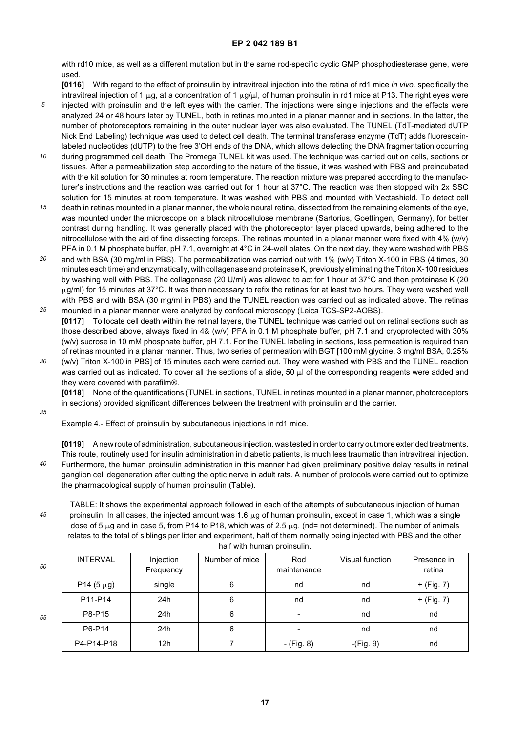with rd10 mice, as well as a different mutation but in the same rod-specific cyclic GMP phosphodiesterase gene, were used.

**[0116]** With regard to the effect of proinsulin by intravitreal injection into the retina of rd1 mice *in vivo,* specifically the intravitreal injection of 1 μg, at a concentration of 1 μg/μl, of human proinsulin in rd1 mice at P13. The right eyes were injected with proinsulin and the left eyes with the carrier. The injections were single injections and the effects were analyzed 24 or 48 hours later by TUNEL, both in retinas mounted in a planar manner and in sections. In the latter, the number of photoreceptors remaining in the outer nuclear layer was also evaluated. The TUNEL (TdT-mediated dUTP Nick End Labeling) technique was used to detect cell death. The terminal transferase enzyme (TdT) adds fluorescein-labeled nucleotides (dUTP) to the free 3'OH ends of the DNA, which allows detecting the DNA fragmentation occurring during programmed cell death. The Promega TUNEL kit was used. The technique was carried out on cells, sections or tissues. After a permeabilization step according to the nature of the tissue, it was washed with PBS and preincubated with the kit solution for 30 minutes at room temperature. The reaction mixture was prepared according to the manufacturer's instructions and the reaction was carried out for 1 hour at 37°C. The reaction was then stopped with 2x SSC solution for 15 minutes at room temperature. It was washed with PBS and mounted with Vectashield. To detect cell death in retinas mounted in a planar manner, the whole neural retina, dissected from the remaining elements of the eye, was mounted under the microscope on a black nitrocellulose membrane (Sartorius, Goettingen, Germany), for better contrast during handling. It was generally placed with the photoreceptor layer placed upwards, being adhered to the nitrocellulose with the aid of fine dissecting forceps. The retinas mounted in a planar manner were fixed with 4% (w/v) PFA in 0.1 M phosphate buffer, pH 7.1, overnight at 4°C in 24-well plates. On the next day, they were washed with PBS and with BSA (30 mg/ml in PBS). The permeabilization was carried out with 1% (w/v) Triton X-100 in PBS (4 times, 30 minutes each time) and enzymatically, with collagenase and proteinase K, previously eliminating the Triton X-100 residues by washing well with PBS. The collagenase (20 U/ml) was allowed to act for 1 hour at 37°C and then proteinase K (20 μg/ml) for 15 minutes at 37°C. It was then necessary to refix the retinas for at least two hours. They were washed well with PBS and with BSA (30 mg/ml in PBS) and the TUNEL reaction was carried out as indicated above. The retinas mounted in a planar manner were analyzed by confocal microscopy (Leica TCS-SP2-AOBS).

**[0117]** To locate cell death within the retinal layers, the TUNEL technique was carried out on retinal sections such as those described above, always fixed in 4& (w/v) PFA in 0.1 M phosphate buffer, pH 7.1 and cryoprotected with 30% (w/v) sucrose in 10 mM phosphate buffer, pH 7.1. For the TUNEL labeling in sections, less permeation is required than of retinas mounted in a planar manner. Thus, two series of permeation with BGT [100 mM glycine, 3 mg/ml BSA, 0.25% (w/v) Triton X-100 in PBS] of 15 minutes each were carried out. They were washed with PBS and the TUNEL reaction was carried out as indicated. To cover all the sections of a slide, 50 μl of the corresponding reagents were added and they were covered with parafilm®.

**[0118]** None of the quantifications (TUNEL in sections, TUNEL in retinas mounted in a planar manner, photoreceptors in sections) provided significant differences between the treatment with proinsulin and the carrier.

Example 4.- Effect of proinsulin by subcutaneous injections in rd1 mice.

**[0119]** A new route of administration, subcutaneous injection, was tested in order to carry out more extended treatments. This route, routinely used for insulin administration in diabetic patients, is much less traumatic than intravitreal injection. Furthermore, the human proinsulin administration in this manner had given preliminary positive delay results in retinal ganglion cell degeneration after cutting the optic nerve in adult rats. A number of protocols were carried out to optimize the pharmacological supply of human proinsulin (Table).

TABLE: It shows the experimental approach followed in each of the attempts of subcutaneous injection of human proinsulin. In all cases, the injected amount was 1.6 μg of human proinsulin, except in case 1, which was a single dose of 5 μg and in case 5, from P14 to P18, which was of 2.5 μg. (nd= not determined). The number of animals relates to the total of siblings per litter and experiment, half of them normally being injected with PBS and the other half with human proinsulin.

| INTERVAL | Injection Frequency | Number of mice | Rod maintenance | Visual function | Presence in retina |
|---|---|---|---|---|---|
| P14 (5 μg) | single | 6 | nd | nd | + (Fig. 7) |
| P11-P14 | 24h | 6 | nd | nd | + (Fig. 7) |
| P8-P15 | 24h | 6 | - | nd | nd |
| P6-P14 | 24h | 6 | - | nd | nd |
| P4-P14-P18 | 12h | 7 | - (Fig. 8) | -(Fig. 9) | nd |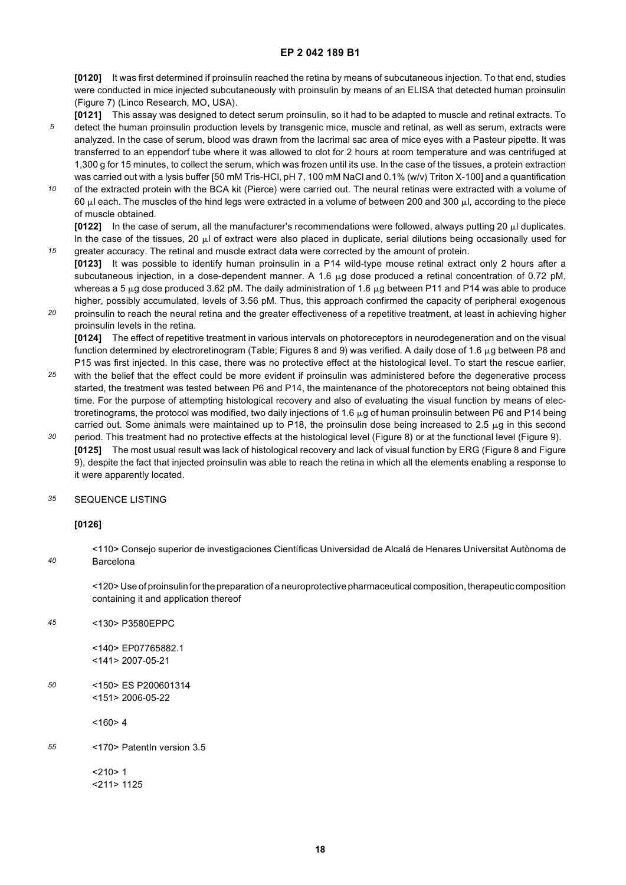**[0120]** It was first determined if proinsulin reached the retina by means of subcutaneous injection. To that end, studies were conducted in mice injected subcutaneously with proinsulin by means of an ELISA that detected human proinsulin (Figure 7) (Linco Research, MO, USA).

**[0121]** This assay was designed to detect serum proinsulin, so it had to be adapted to muscle and retinal extracts. To detect the human proinsulin production levels by transgenic mice, muscle and retinal, as well as serum, extracts were analyzed. In the case of serum, blood was drawn from the lacrimal sac area of mice eyes with a Pasteur pipette. It was transferred to an eppendorf tube where it was allowed to clot for 2 hours at room temperature and was centrifuged at 1,300 g for 15 minutes, to collect the serum, which was frozen until its use. In the case of the tissues, a protein extraction was carried out with a lysis buffer [50 mM Tris-HCl, pH 7, 100 mM NaCl and 0.1% (w/v) Triton X-100] and a quantification of the extracted protein with the BCA kit (Pierce) were carried out. The neural retinas were extracted with a volume of 60 μl each. The muscles of the hind legs were extracted in a volume of between 200 and 300 μl, according to the piece of muscle obtained.

**[0122]** In the case of serum, all the manufacturer's recommendations were followed, always putting 20 μl duplicates. In the case of the tissues, 20 μl of extract were also placed in duplicate, serial dilutions being occasionally used for greater accuracy. The retinal and muscle extract data were corrected by the amount of protein.

**[0123]** It was possible to identify human proinsulin in a P14 wild-type mouse retinal extract only 2 hours after a subcutaneous injection, in a dose-dependent manner. A 1.6 μg dose produced a retinal concentration of 0.72 pM, whereas a 5 μg dose produced 3.62 pM. The daily administration of 1.6 μg between P11 and P14 was able to produce higher, possibly accumulated, levels of 3.56 pM. Thus, this approach confirmed the capacity of peripheral exogenous proinsulin to reach the neural retina and the greater effectiveness of a repetitive treatment, at least in achieving higher proinsulin levels in the retina.

**[0124]** The effect of repetitive treatment in various intervals on photoreceptors in neurodegeneration and on the visual function determined by electroretinogram (Table; Figures 8 and 9) was verified. A daily dose of 1.6 μg between P8 and P15 was first injected. In this case, there was no protective effect at the histological level. To start the rescue earlier, with the belief that the effect could be more evident if proinsulin was administered before the degenerative process started, the treatment was tested between P6 and P14, the maintenance of the photoreceptors not being obtained this time. For the purpose of attempting histological recovery and also of evaluating the visual function by means of electroretinograms, the protocol was modified, two daily injections of 1.6 μg of human proinsulin between P6 and P14 being carried out. Some animals were maintained up to P18, the proinsulin dose being increased to 2.5 μg in this second period. This treatment had no protective effects at the histological level (Figure 8) or at the functional level (Figure 9).

**[0125]** The most usual result was lack of histological recovery and lack of visual function by ERG (Figure 8 and Figure 9), despite the fact that injected proinsulin was able to reach the retina in which all the elements enabling a response to it were apparently located.

SEQUENCE LISTING

**[0126]**

<110> Consejo superior de investigaciones Científicas Universidad de Alcalá de Henares Universitat Autònoma de Barcelona

<120> Use of proinsulin for the preparation of a neuroprotective pharmaceutical composition, therapeutic composition containing it and application thereof

<130> P3580EPPC

<140> EP07765882.1
<141> 2007-05-21

<150> ES P200601314
<151> 2006-05-22

<160> 4

<170> PatentIn version 3.5

<210> 1
<211> 1125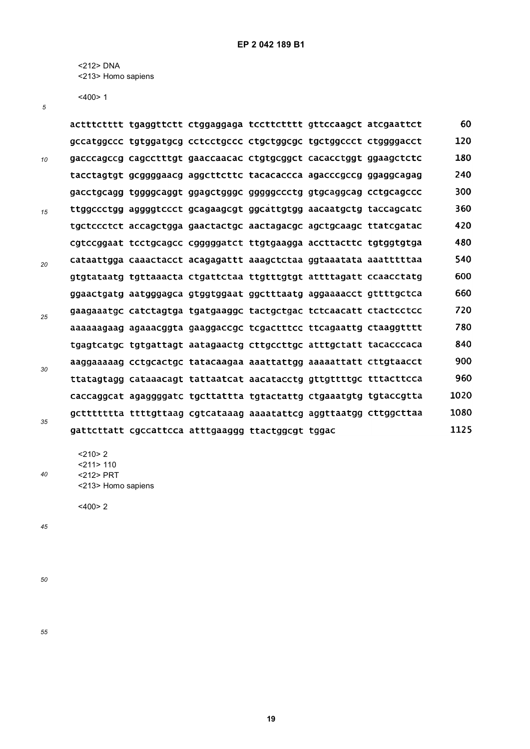<212> DNA
<213> Homo sapiens

<400> 1

```
actttctttt tgaggttctt ctggaggaga tccttctttt gttccaagct atcgaattct        60
gccatggccc tgtggatgcg cctcctgccc ctgctggcgc tgctggccct ctggggacct       120
gacccagccg cagcctttgt gaaccaacac ctgtgcggct cacacctggt ggaagctctc       180
tacctagtgt gcggggaacg aggcttcttc tacacaccca agacccgccg ggaggcagag       240
gacctgcagg tggggcaggt ggagctgggc gggggccctg gtgcaggcag cctgcagccc       300
ttggccctgg aggggtccct gcagaagcgt ggcattgtgg aacaatgctg taccagcatc       360
tgctccctct accagctgga gaactactgc aactagacgc agctgcaagc ttatcgatac       420
cgtccggaat tcctgcagcc cgggggatct ttgtgaagga accttacttc tgtggtgtga       480
cataattgga caaactacct acagagattt aaagctctaa ggtaaatata aaatttttaa       540
gtgtataatg tgttaaacta ctgattctaa ttgtttgtgt attttagatt ccaacctatg       600
ggaactgatg aatgggagca gtggtggaat ggctttaatg aggaaaacct gttttgctca       660
gaagaaatgc catctagtga tgatgaaggc tactgctgac tctcaacatt ctactcctcc       720
aaaaaagaag agaaacggta gaaggaccgc tcgactttcc ttcagaattg ctaaggtttt       780
tgagtcatgc tgtgattagt aatagaactg cttgccttgc atttgctatt tacacccaca       840
aaggaaaaag cctgcactgc tatacaagaa aaattattgg aaaaattatt cttgtaacct       900
ttatagtagg cataaacagt tattaatcat aacatacctg gttgttttgc tttacttcca      960
caccaggcat agaggggatc tgcttattta tgtactattg ctgaaatgtg tgtaccgtta      1020
gcttttttta ttttgttaag cgtcataaag aaaatattcg aggttaatgg cttggcttaa      1080
gattcttatt cgccattcca atttgaaggg ttactggcgt tggac                      1125
```

<210> 2
<211> 110
<212> PRT
<213> Homo sapiens

<400> 2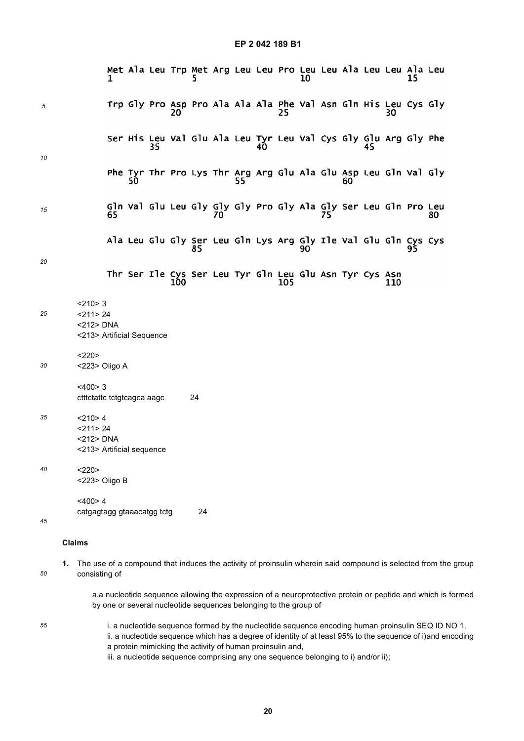```
Met Ala Leu Trp Met Arg Leu Leu Pro Leu Leu Ala Leu Leu Ala Leu
1               5                   10                  15

Trp Gly Pro Asp Pro Ala Ala Ala Phe Val Asn Gln His Leu Cys Gly
            20                  25                  30

Ser His Leu Val Glu Ala Leu Tyr Leu Val Cys Gly Glu Arg Gly Phe
        35                  40                  45

Phe Tyr Thr Pro Lys Thr Arg Arg Glu Ala Glu Asp Leu Gln Val Gly
    50                  55                  60

Gln Val Glu Leu Gly Gly Gly Pro Gly Ala Gly Ser Leu Gln Pro Leu
65                  70                  75                  80

Ala Leu Glu Gly Ser Leu Gln Lys Arg Gly Ile Val Glu Gln Cys Cys
                85                  90                  95

Thr Ser Ile Cys Ser Leu Tyr Gln Leu Glu Asn Tyr Cys Asn
            100                 105                 110
```

<210> 3
<211> 24
<212> DNA
<213> Artificial Sequence

<220>
<223> Oligo A

<400> 3
ctttctattc tctgtcagca aagc 24

<210> 4
<211> 24
<212> DNA
<213> Artificial sequence

<220>
<223> Oligo B

<400> 4
catgagtagg gtaaacatgg tctg 24

## Claims

1. The use of a compound that induces the activity of proinsulin wherein said compound is selected from the group consisting of

   a.a nucleotide sequence allowing the expression of a neuroprotective protein or peptide and which is formed by one or several nucleotide sequences belonging to the group of

      i. a nucleotide sequence formed by the nucleotide sequence encoding human proinsulin SEQ ID NO 1,
      ii. a nucleotide sequence which has a degree of identity of at least 95% to the sequence of i)and encoding a protein mimicking the activity of human proinsulin and,
      iii. a nucleotide sequence comprising any one sequence belonging to i) and/or ii);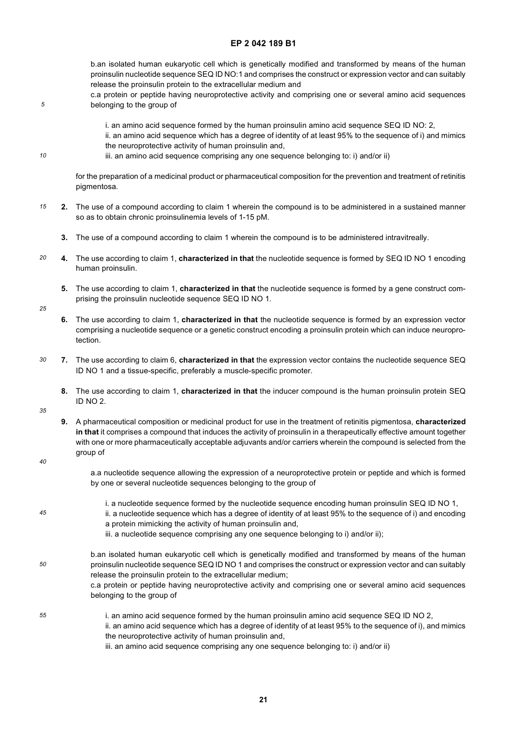b.an isolated human eukaryotic cell which is genetically modified and transformed by means of the human proinsulin nucleotide sequence SEQ ID NO:1 and comprises the construct or expression vector and can suitably release the proinsulin protein to the extracellular medium and

c.a protein or peptide having neuroprotective activity and comprising one or several amino acid sequences belonging to the group of

i. an amino acid sequence formed by the human proinsulin amino acid sequence SEQ ID NO: 2,
ii. an amino acid sequence which has a degree of identity of at least 95% to the sequence of i) and mimics the neuroprotective activity of human proinsulin and,
iii. an amino acid sequence comprising any one sequence belonging to: i) and/or ii)

for the preparation of a medicinal product or pharmaceutical composition for the prevention and treatment of retinitis pigmentosa.

**2.** The use of a compound according to claim 1 wherein the compound is to be administered in a sustained manner so as to obtain chronic proinsulinemia levels of 1-15 pM.

**3.** The use of a compound according to claim 1 wherein the compound is to be administered intravitreally.

**4.** The use according to claim 1, **characterized in that** the nucleotide sequence is formed by SEQ ID NO 1 encoding human proinsulin.

**5.** The use according to claim 1, **characterized in that** the nucleotide sequence is formed by a gene construct comprising the proinsulin nucleotide sequence SEQ ID NO 1.

**6.** The use according to claim 1, **characterized in that** the nucleotide sequence is formed by an expression vector comprising a nucleotide sequence or a genetic construct encoding a proinsulin protein which can induce neuroprotection.

**7.** The use according to claim 6, **characterized in that** the expression vector contains the nucleotide sequence SEQ ID NO 1 and a tissue-specific, preferably a muscle-specific promoter.

**8.** The use according to claim 1, **characterized in that** the inducer compound is the human proinsulin protein SEQ ID NO 2.

**9.** A pharmaceutical composition or medicinal product for use in the treatment of retinitis pigmentosa, **characterized in that** it comprises a compound that induces the activity of proinsulin in a therapeutically effective amount together with one or more pharmaceutically acceptable adjuvants and/or carriers wherein the compound is selected from the group of

a.a nucleotide sequence allowing the expression of a neuroprotective protein or peptide and which is formed by one or several nucleotide sequences belonging to the group of

i. a nucleotide sequence formed by the nucleotide sequence encoding human proinsulin SEQ ID NO 1,
ii. a nucleotide sequence which has a degree of identity of at least 95% to the sequence of i) and encoding a protein mimicking the activity of human proinsulin and,
iii. a nucleotide sequence comprising any one sequence belonging to i) and/or ii);

b.an isolated human eukaryotic cell which is genetically modified and transformed by means of the human proinsulin nucleotide sequence SEQ ID NO 1 and comprises the construct or expression vector and can suitably release the proinsulin protein to the extracellular medium;

c.a protein or peptide having neuroprotective activity and comprising one or several amino acid sequences belonging to the group of

i. an amino acid sequence formed by the human proinsulin amino acid sequence SEQ ID NO 2,
ii. an amino acid sequence which has a degree of identity of at least 95% to the sequence of i), and mimics the neuroprotective activity of human proinsulin and,
iii. an amino acid sequence comprising any one sequence belonging to: i) and/or ii)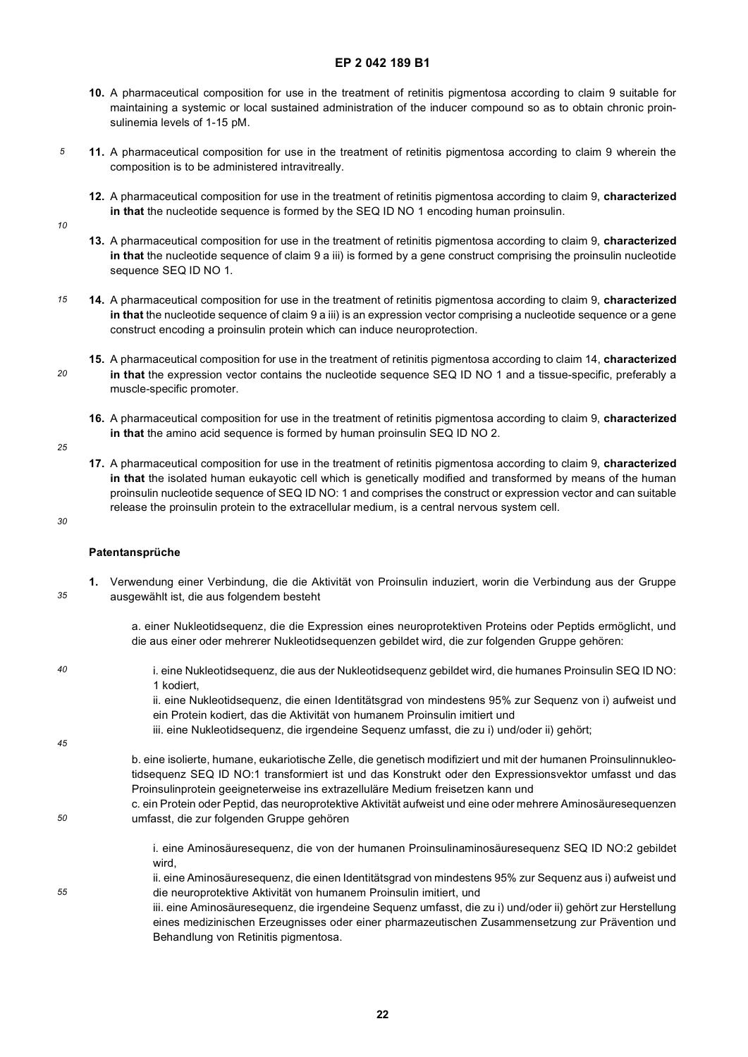10. A pharmaceutical composition for use in the treatment of retinitis pigmentosa according to claim 9 suitable for maintaining a systemic or local sustained administration of the inducer compound so as to obtain chronic proinsulinemia levels of 1-15 pM.

11. A pharmaceutical composition for use in the treatment of retinitis pigmentosa according to claim 9 wherein the composition is to be administered intravitreally.

12. A pharmaceutical composition for use in the treatment of retinitis pigmentosa according to claim 9, **characterized in that** the nucleotide sequence is formed by the SEQ ID NO 1 encoding human proinsulin.

13. A pharmaceutical composition for use in the treatment of retinitis pigmentosa according to claim 9, **characterized in that** the nucleotide sequence of claim 9 a iii) is formed by a gene construct comprising the proinsulin nucleotide sequence SEQ ID NO 1.

14. A pharmaceutical composition for use in the treatment of retinitis pigmentosa according to claim 9, **characterized in that** the nucleotide sequence of claim 9 a iii) is an expression vector comprising a nucleotide sequence or a gene construct encoding a proinsulin protein which can induce neuroprotection.

15. A pharmaceutical composition for use in the treatment of retinitis pigmentosa according to claim 14, **characterized in that** the expression vector contains the nucleotide sequence SEQ ID NO 1 and a tissue-specific, preferably a muscle-specific promoter.

16. A pharmaceutical composition for use in the treatment of retinitis pigmentosa according to claim 9, **characterized in that** the amino acid sequence is formed by human proinsulin SEQ ID NO 2.

17. A pharmaceutical composition for use in the treatment of retinitis pigmentosa according to claim 9, **characterized in that** the isolated human eukayotic cell which is genetically modified and transformed by means of the human proinsulin nucleotide sequence of SEQ ID NO: 1 and comprises the construct or expression vector and can suitable release the proinsulin protein to the extracellular medium, is a central nervous system cell.

## Patentansprüche

1. Verwendung einer Verbindung, die die Aktivität von Proinsulin induziert, worin die Verbindung aus der Gruppe ausgewählt ist, die aus folgendem besteht

   a. einer Nukleotidsequenz, die die Expression eines neuroprotektiven Proteins oder Peptids ermöglicht, und die aus einer oder mehrerer Nukleotidsequenzen gebildet wird, die zur folgenden Gruppe gehören:

      i. eine Nukleotidsequenz, die aus der Nukleotidsequenz gebildet wird, die humanes Proinsulin SEQ ID NO: 1 kodiert,
      ii. eine Nukleotidsequenz, die einen Identitätsgrad von mindestens 95% zur Sequenz von i) aufweist und ein Protein kodiert, das die Aktivität von humanem Proinsulin imitiert und
      iii. eine Nukleotidsequenz, die irgendeine Sequenz umfasst, die zu i) und/oder ii) gehört;

   b. eine isolierte, humane, eukariotische Zelle, die genetisch modifiziert und mit der humanen Proinsulinnukleotidsequenz SEQ ID NO:1 transformiert ist und das Konstrukt oder den Expressionsvektor umfasst und das Proinsulinprotein geeigneterweise ins extrazelluläre Medium freisetzen kann und
   c. ein Protein oder Peptid, das neuroprotektive Aktivität aufweist und eine oder mehrere Aminosäuresequenzen umfasst, die zur folgenden Gruppe gehören

      i. eine Aminosäuresequenz, die von der humanen Proinsulinaminosäuresequenz SEQ ID NO:2 gebildet wird,
      ii. eine Aminosäuresequenz, die einen Identitätsgrad von mindestens 95% zur Sequenz aus i) aufweist und die neuroprotektive Aktivität von humanem Proinsulin imitiert, und
      iii. eine Aminosäuresequenz, die irgendeine Sequenz umfasst, die zu i) und/oder ii) gehört zur Herstellung eines medizinischen Erzeugnisses oder einer pharmazeutischen Zusammensetzung zur Prävention und Behandlung von Retinitis pigmentosa.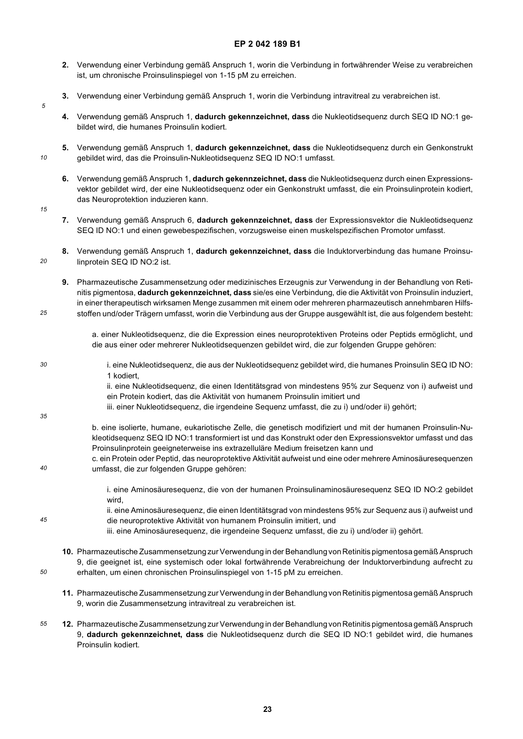2. Verwendung einer Verbindung gemäß Anspruch 1, worin die Verbindung in fortwährender Weise zu verabreichen ist, um chronische Proinsulinspiegel von 1-15 pM zu erreichen.

3. Verwendung einer Verbindung gemäß Anspruch 1, worin die Verbindung intravitreal zu verabreichen ist.

4. Verwendung gemäß Anspruch 1, **dadurch gekennzeichnet, dass** die Nukleotidsequenz durch SEQ ID NO:1 gebildet wird, die humanes Proinsulin kodiert.

5. Verwendung gemäß Anspruch 1, **dadurch gekennzeichnet, dass** die Nukleotidsequenz durch ein Genkonstrukt gebildet wird, das die Proinsulin-Nukleotidsequenz SEQ ID NO:1 umfasst.

6. Verwendung gemäß Anspruch 1, **dadurch gekennzeichnet, dass** die Nukleotidsequenz durch einen Expressionsvektor gebildet wird, der eine Nukleotidsequenz oder ein Genkonstrukt umfasst, die ein Proinsulinprotein kodiert, das Neuroprotektion induzieren kann.

7. Verwendung gemäß Anspruch 6, **dadurch gekennzeichnet, dass** der Expressionsvektor die Nukleotidsequenz SEQ ID NO:1 und einen gewebespezifischen, vorzugsweise einen muskelspezifischen Promotor umfasst.

8. Verwendung gemäß Anspruch 1, **dadurch gekennzeichnet, dass** die Induktorverbindung das humane Proinsulinprotein SEQ ID NO:2 ist.

9. Pharmazeutische Zusammensetzung oder medizinisches Erzeugnis zur Verwendung in der Behandlung von Retinitis pigmentosa, **dadurch gekennzeichnet, dass** sie/es eine Verbindung, die die Aktivität von Proinsulin induziert, in einer therapeutisch wirksamen Menge zusammen mit einem oder mehreren pharmazeutisch annehmbaren Hilfsstoffen und/oder Trägern umfasst, worin die Verbindung aus der Gruppe ausgewählt ist, die aus folgendem besteht:

   a. einer Nukleotidsequenz, die die Expression eines neuroprotektiven Proteins oder Peptids ermöglicht, und die aus einer oder mehrerer Nukleotidsequenzen gebildet wird, die zur folgenden Gruppe gehören:

      i. eine Nukleotidsequenz, die aus der Nukleotidsequenz gebildet wird, die humanes Proinsulin SEQ ID NO: 1 kodiert,
      ii. eine Nukleotidsequenz, die einen Identitätsgrad von mindestens 95% zur Sequenz von i) aufweist und ein Protein kodiert, das die Aktivität von humanem Proinsulin imitiert und
      iii. einer Nukleotidsequenz, die irgendeine Sequenz umfasst, die zu i) und/oder ii) gehört;

   b. eine isolierte, humane, eukariotische Zelle, die genetisch modifiziert und mit der humanen Proinsulin-Nukleotidsequenz SEQ ID NO:1 transformiert ist und das Konstrukt oder den Expressionsvektor umfasst und das Proinsulinprotein geeigneterweise ins extrazelluläre Medium freisetzen kann und
   c. ein Protein oder Peptid, das neuroprotektive Aktivität aufweist und eine oder mehrere Aminosäuresequenzen umfasst, die zur folgenden Gruppe gehören:

      i. eine Aminosäuresequenz, die von der humanen Proinsulinaminosäuresequenz SEQ ID NO:2 gebildet wird,
      ii. eine Aminosäuresequenz, die einen Identitätsgrad von mindestens 95% zur Sequenz aus i) aufweist und die neuroprotektive Aktivität von humanem Proinsulin imitiert, und
      iii. eine Aminosäuresequenz, die irgendeine Sequenz umfasst, die zu i) und/oder ii) gehört.

10. Pharmazeutische Zusammensetzung zur Verwendung in der Behandlung von Retinitis pigmentosa gemäß Anspruch 9, die geeignet ist, eine systemisch oder lokal fortwährende Verabreichung der Induktorverbindung aufrecht zu erhalten, um einen chronischen Proinsulinspiegel von 1-15 pM zu erreichen.

11. Pharmazeutische Zusammensetzung zur Verwendung in der Behandlung von Retinitis pigmentosa gemäß Anspruch 9, worin die Zusammensetzung intravitreal zu verabreichen ist.

12. Pharmazeutische Zusammensetzung zur Verwendung in der Behandlung von Retinitis pigmentosa gemäß Anspruch 9, **dadurch gekennzeichnet, dass** die Nukleotidsequenz durch die SEQ ID NO:1 gebildet wird, die humanes Proinsulin kodiert.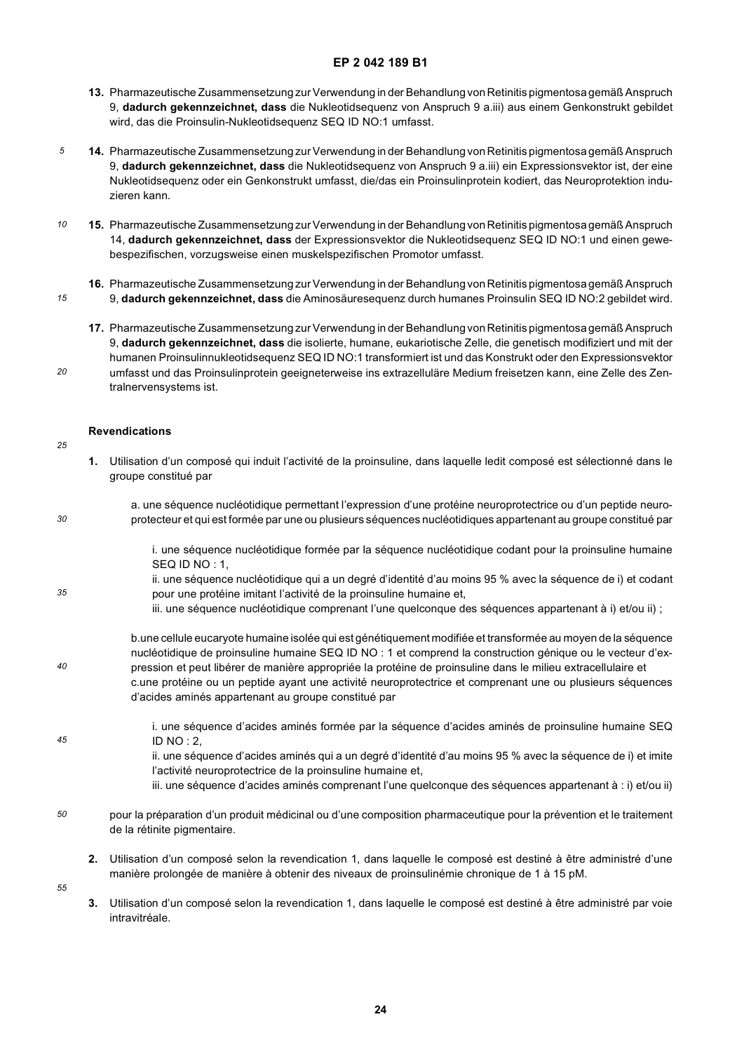**13.** Pharmazeutische Zusammensetzung zur Verwendung in der Behandlung von Retinitis pigmentosa gemäß Anspruch 9, **dadurch gekennzeichnet, dass** die Nukleotidsequenz von Anspruch 9 a.iii) aus einem Genkonstrukt gebildet wird, das die Proinsulin-Nukleotidsequenz SEQ ID NO:1 umfasst.

**14.** Pharmazeutische Zusammensetzung zur Verwendung in der Behandlung von Retinitis pigmentosa gemäß Anspruch 9, **dadurch gekennzeichnet, dass** die Nukleotidsequenz von Anspruch 9 a.iii) ein Expressionsvektor ist, der eine Nukleotidsequenz oder ein Genkonstrukt umfasst, die/das ein Proinsulinprotein kodiert, das Neuroprotektion induzieren kann.

**15.** Pharmazeutische Zusammensetzung zur Verwendung in der Behandlung von Retinitis pigmentosa gemäß Anspruch 14, **dadurch gekennzeichnet, dass** der Expressionsvektor die Nukleotidsequenz SEQ ID NO:1 und einen gewebespezifischen, vorzugsweise einen muskelspezifischen Promotor umfasst.

**16.** Pharmazeutische Zusammensetzung zur Verwendung in der Behandlung von Retinitis pigmentosa gemäß Anspruch 9, **dadurch gekennzeichnet, dass** die Aminosäuresequenz durch humanes Proinsulin SEQ ID NO:2 gebildet wird.

**17.** Pharmazeutische Zusammensetzung zur Verwendung in der Behandlung von Retinitis pigmentosa gemäß Anspruch 9, **dadurch gekennzeichnet, dass** die isolierte, humane, eukariotische Zelle, die genetisch modifiziert und mit der humanen Proinsulinnukleotidsequenz SEQ ID NO:1 transformiert ist und das Konstrukt oder den Expressionsvektor umfasst und das Proinsulinprotein geeigneterweise ins extrazelluläre Medium freisetzen kann, eine Zelle des Zentralnervensystems ist.

## Revendications

**1.** Utilisation d'un composé qui induit l'activité de la proinsuline, dans laquelle ledit composé est sélectionné dans le groupe constitué par

a. une séquence nucléotidique permettant l'expression d'une protéine neuroprotectrice ou d'un peptide neuroprotecteur et qui est formée par une ou plusieurs séquences nucléotidiques appartenant au groupe constitué par

i. une séquence nucléotidique formée par la séquence nucléotidique codant pour la proinsuline humaine SEQ ID NO : 1,
ii. une séquence nucléotidique qui a un degré d'identité d'au moins 95 % avec la séquence de i) et codant pour une protéine imitant l'activité de la proinsuline humaine et,
iii. une séquence nucléotidique comprenant l'une quelconque des séquences appartenant à i) et/ou ii) ;

b.une cellule eucaryote humaine isolée qui est génétiquement modifiée et transformée au moyen de la séquence nucléotidique de proinsuline humaine SEQ ID NO : 1 et comprend la construction génique ou le vecteur d'expression et peut libérer de manière appropriée la protéine de proinsuline dans le milieu extracellulaire et
c.une protéine ou un peptide ayant une activité neuroprotectrice et comprenant une ou plusieurs séquences d'acides aminés appartenant au groupe constitué par

i. une séquence d'acides aminés formée par la séquence d'acides aminés de proinsuline humaine SEQ ID NO : 2,
ii. une séquence d'acides aminés qui a un degré d'identité d'au moins 95 % avec la séquence de i) et imite l'activité neuroprotectrice de la proinsuline humaine et,
iii. une séquence d'acides aminés comprenant l'une quelconque des séquences appartenant à : i) et/ou ii)

pour la préparation d'un produit médicinal ou d'une composition pharmaceutique pour la prévention et le traitement de la rétinite pigmentaire.

**2.** Utilisation d'un composé selon la revendication 1, dans laquelle le composé est destiné à être administré d'une manière prolongée de manière à obtenir des niveaux de proinsulinémie chronique de 1 à 15 pM.

**3.** Utilisation d'un composé selon la revendication 1, dans laquelle le composé est destiné à être administré par voie intravitréale.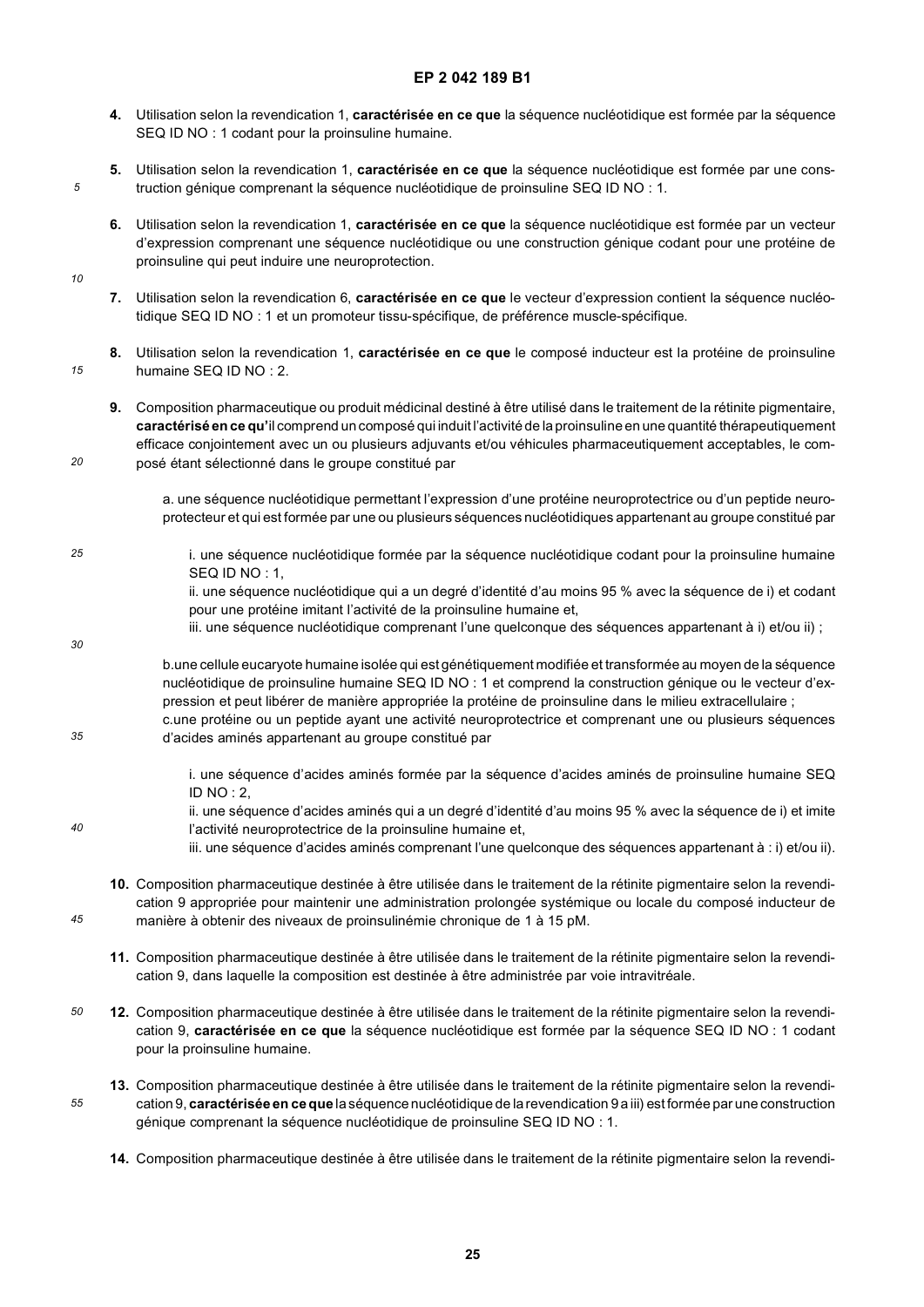**4.** Utilisation selon la revendication 1, **caractérisée en ce que** la séquence nucléotidique est formée par la séquence SEQ ID NO : 1 codant pour la proinsuline humaine.

**5.** Utilisation selon la revendication 1, **caractérisée en ce que** la séquence nucléotidique est formée par une construction génique comprenant la séquence nucléotidique de proinsuline SEQ ID NO : 1.

**6.** Utilisation selon la revendication 1, **caractérisée en ce que** la séquence nucléotidique est formée par un vecteur d'expression comprenant une séquence nucléotidique ou une construction génique codant pour une protéine de proinsuline qui peut induire une neuroprotection.

**7.** Utilisation selon la revendication 6, **caractérisée en ce que** le vecteur d'expression contient la séquence nucléotidique SEQ ID NO : 1 et un promoteur tissu-spécifique, de préférence muscle-spécifique.

**8.** Utilisation selon la revendication 1, **caractérisée en ce que** le composé inducteur est la protéine de proinsuline humaine SEQ ID NO : 2.

**9.** Composition pharmaceutique ou produit médicinal destiné à être utilisé dans le traitement de la rétinite pigmentaire, **caractérisé en ce qu'**il comprend un composé qui induit l'activité de la proinsuline en une quantité thérapeutiquement efficace conjointement avec un ou plusieurs adjuvants et/ou véhicules pharmaceutiquement acceptables, le composé étant sélectionné dans le groupe constitué par

a. une séquence nucléotidique permettant l'expression d'une protéine neuroprotectrice ou d'un peptide neuroprotecteur et qui est formée par une ou plusieurs séquences nucléotidiques appartenant au groupe constitué par

i. une séquence nucléotidique formée par la séquence nucléotidique codant pour la proinsuline humaine SEQ ID NO : 1,
ii. une séquence nucléotidique qui a un degré d'identité d'au moins 95 % avec la séquence de i) et codant pour une protéine imitant l'activité de la proinsuline humaine et,
iii. une séquence nucléotidique comprenant l'une quelconque des séquences appartenant à i) et/ou ii) ;

b. une cellule eucaryote humaine isolée qui est génétiquement modifiée et transformée au moyen de la séquence nucléotidique de proinsuline humaine SEQ ID NO : 1 et comprend la construction génique ou le vecteur d'expression et peut libérer de manière appropriée la protéine de proinsuline dans le milieu extracellulaire ;
c. une protéine ou un peptide ayant une activité neuroprotectrice et comprenant une ou plusieurs séquences d'acides aminés appartenant au groupe constitué par

i. une séquence d'acides aminés formée par la séquence d'acides aminés de proinsuline humaine SEQ ID NO : 2,
ii. une séquence d'acides aminés qui a un degré d'identité d'au moins 95 % avec la séquence de i) et imite l'activité neuroprotectrice de la proinsuline humaine et,
iii. une séquence d'acides aminés comprenant l'une quelconque des séquences appartenant à : i) et/ou ii).

**10.** Composition pharmaceutique destinée à être utilisée dans le traitement de la rétinite pigmentaire selon la revendication 9 appropriée pour maintenir une administration prolongée systémique ou locale du composé inducteur de manière à obtenir des niveaux de proinsulinémie chronique de 1 à 15 pM.

**11.** Composition pharmaceutique destinée à être utilisée dans le traitement de la rétinite pigmentaire selon la revendication 9, dans laquelle la composition est destinée à être administrée par voie intravitréale.

**12.** Composition pharmaceutique destinée à être utilisée dans le traitement de la rétinite pigmentaire selon la revendication 9, **caractérisée en ce que** la séquence nucléotidique est formée par la séquence SEQ ID NO : 1 codant pour la proinsuline humaine.

**13.** Composition pharmaceutique destinée à être utilisée dans le traitement de la rétinite pigmentaire selon la revendication 9, **caractérisée en ce que** la séquence nucléotidique de la revendication 9 a iii) est formée par une construction génique comprenant la séquence nucléotidique de proinsuline SEQ ID NO : 1.

**14.** Composition pharmaceutique destinée à être utilisée dans le traitement de la rétinite pigmentaire selon la revendi-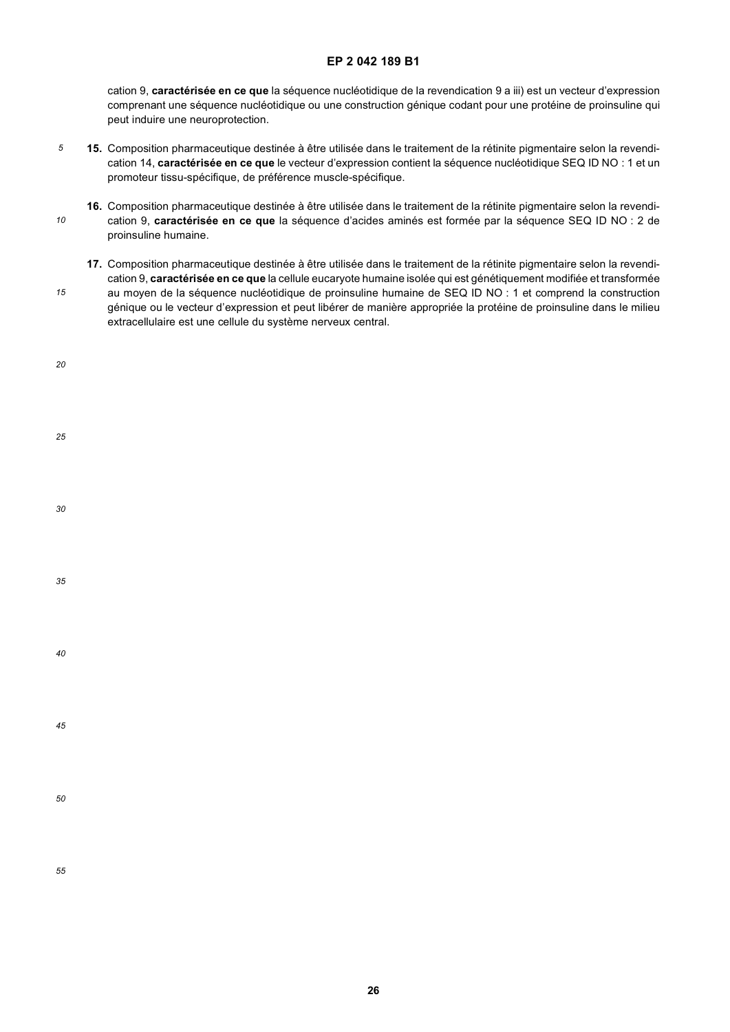cation 9, **caractérisée en ce que** la séquence nucléotidique de la revendication 9 a iii) est un vecteur d'expression comprenant une séquence nucléotidique ou une construction génique codant pour une protéine de proinsuline qui peut induire une neuroprotection.

**15.** Composition pharmaceutique destinée à être utilisée dans le traitement de la rétinite pigmentaire selon la revendication 14, **caractérisée en ce que** le vecteur d'expression contient la séquence nucléotidique SEQ ID NO : 1 et un promoteur tissu-spécifique, de préférence muscle-spécifique.

**16.** Composition pharmaceutique destinée à être utilisée dans le traitement de la rétinite pigmentaire selon la revendication 9, **caractérisée en ce que** la séquence d'acides aminés est formée par la séquence SEQ ID NO : 2 de proinsuline humaine.

**17.** Composition pharmaceutique destinée à être utilisée dans le traitement de la rétinite pigmentaire selon la revendication 9, **caractérisée en ce que** la cellule eucaryote humaine isolée qui est génétiquement modifiée et transformée au moyen de la séquence nucléotidique de proinsuline humaine de SEQ ID NO : 1 et comprend la construction génique ou le vecteur d'expression et peut libérer de manière appropriée la protéine de proinsuline dans le milieu extracellulaire est une cellule du système nerveux central.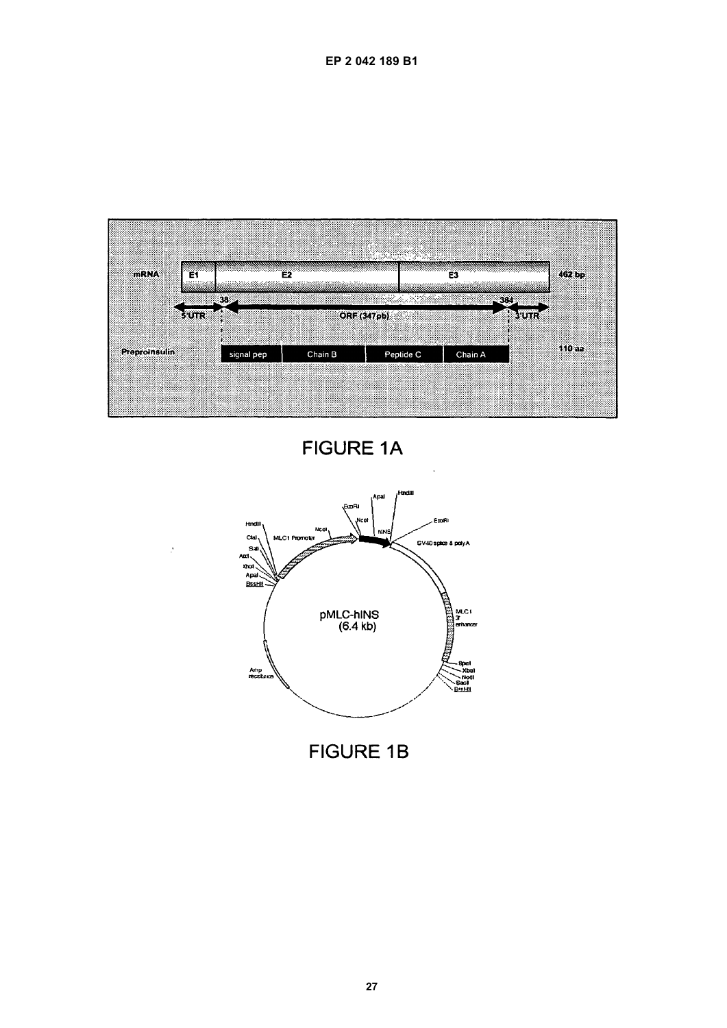FIGURE 1A

FIGURE 1B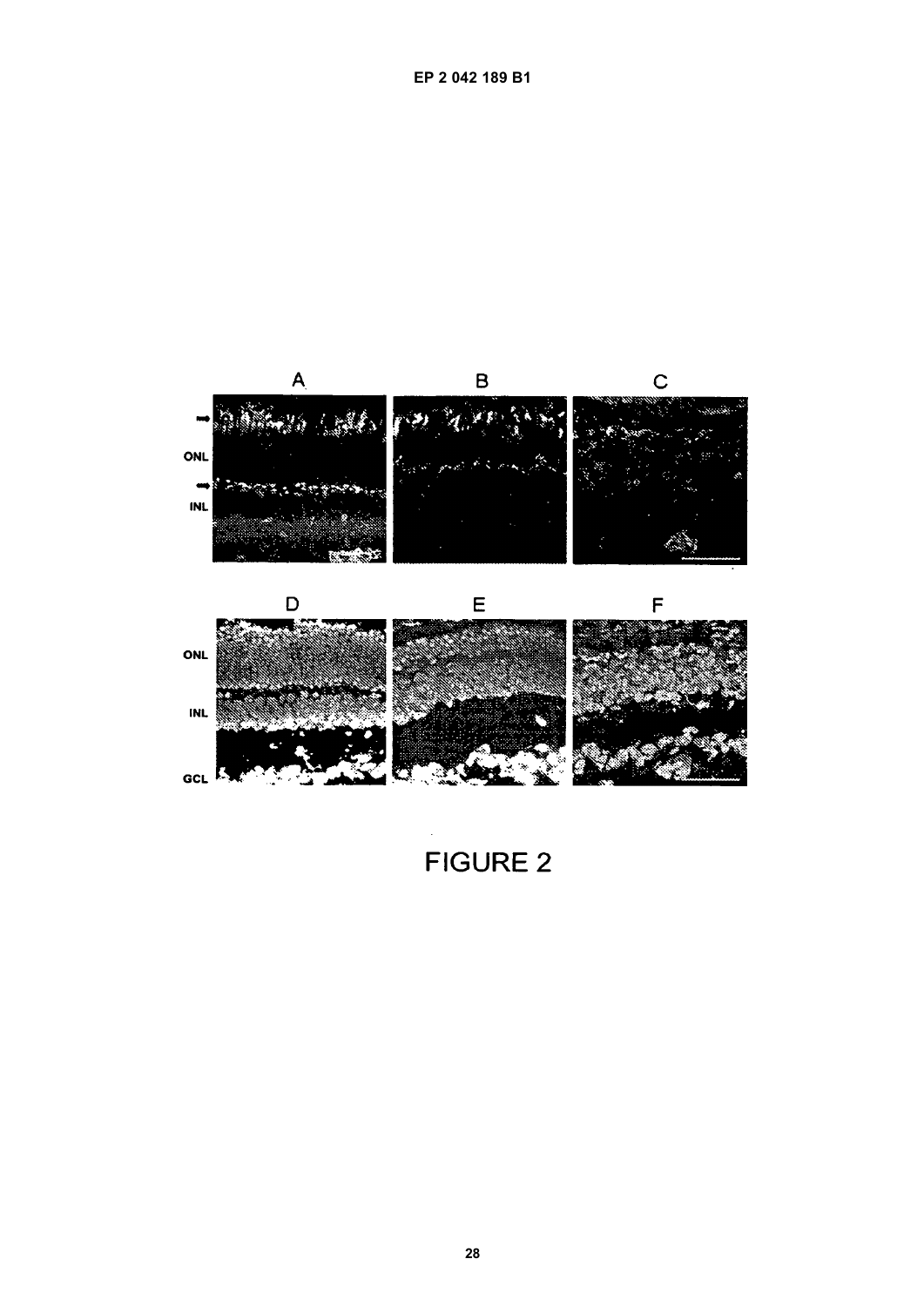FIGURE 2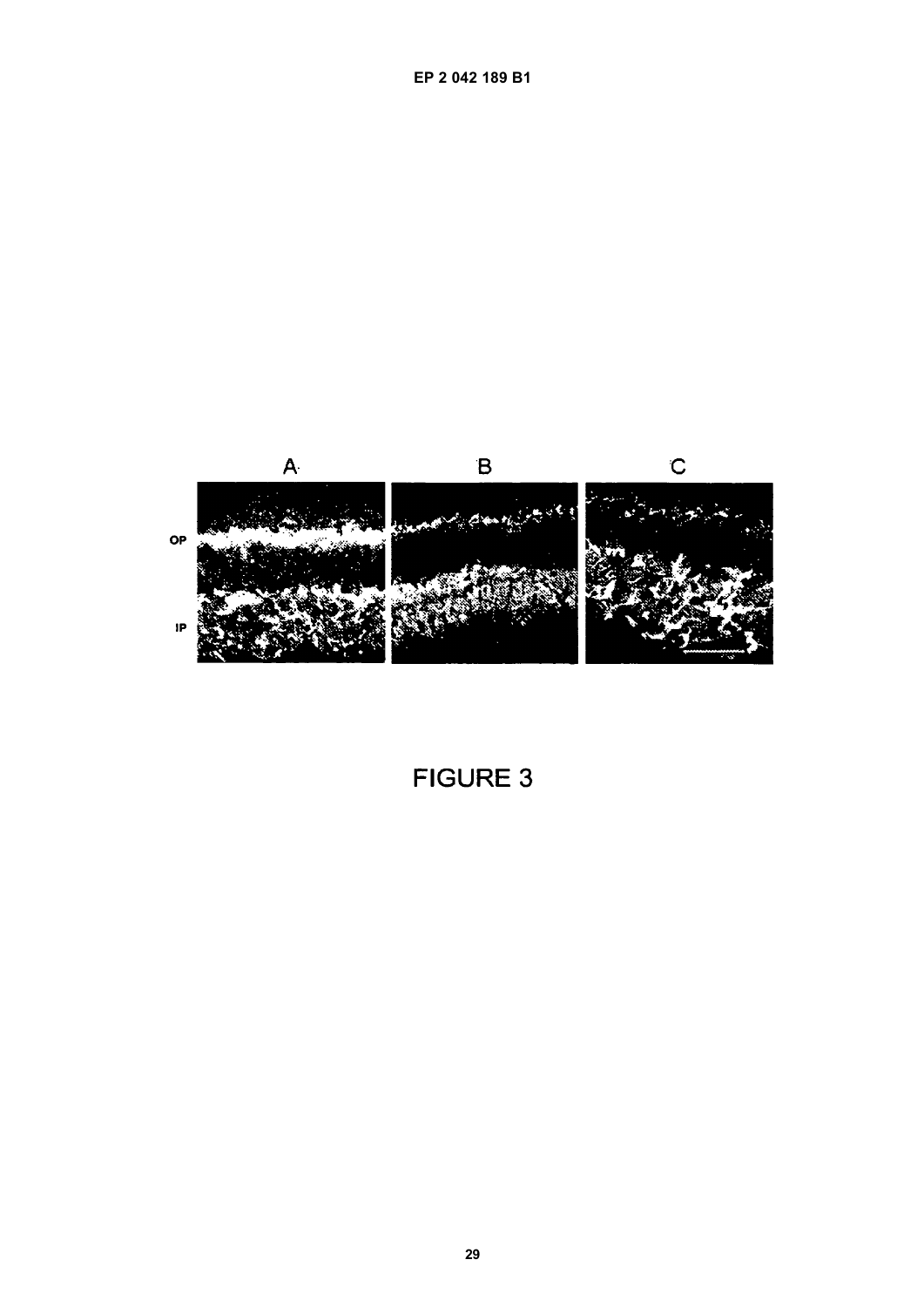FIGURE 3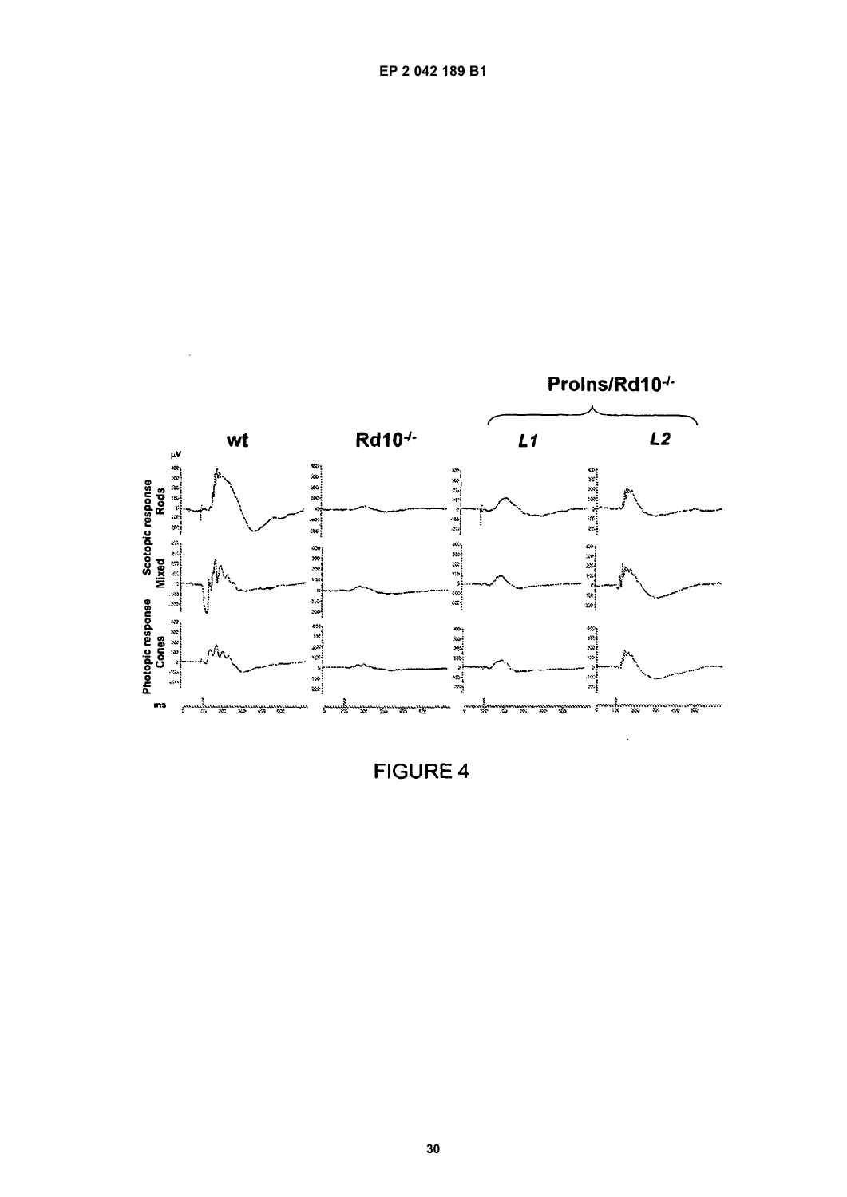FIGURE 4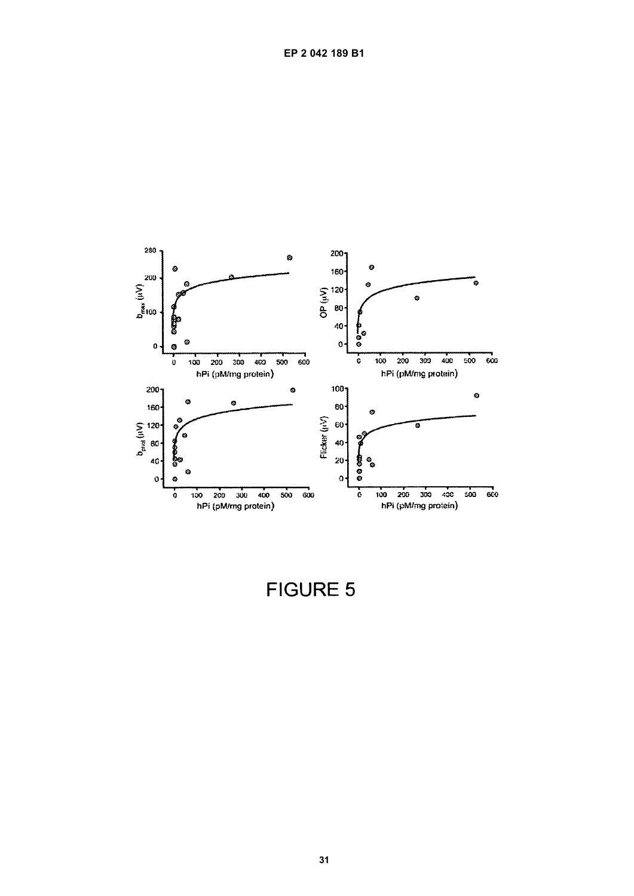FIGURE 5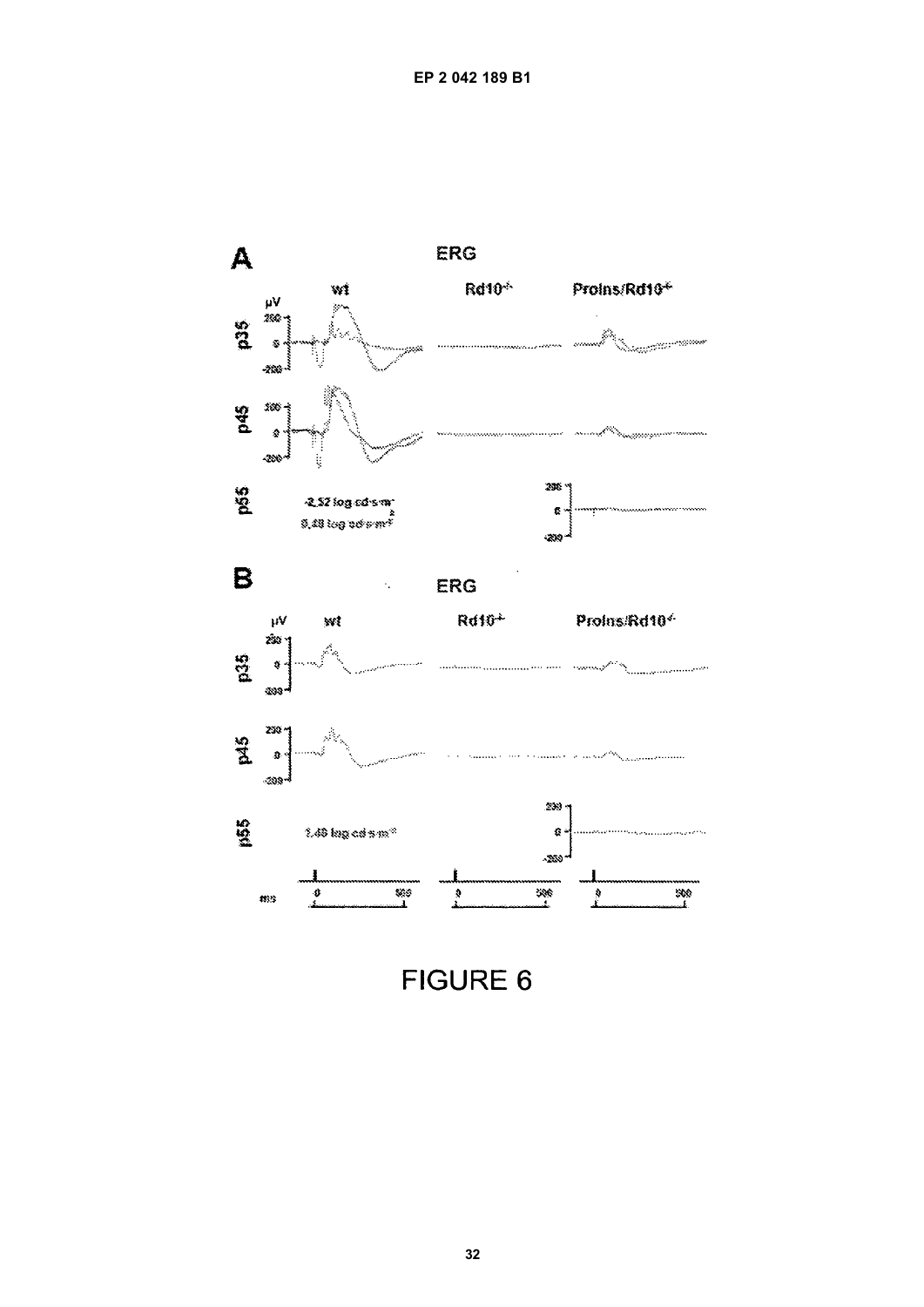FIGURE 6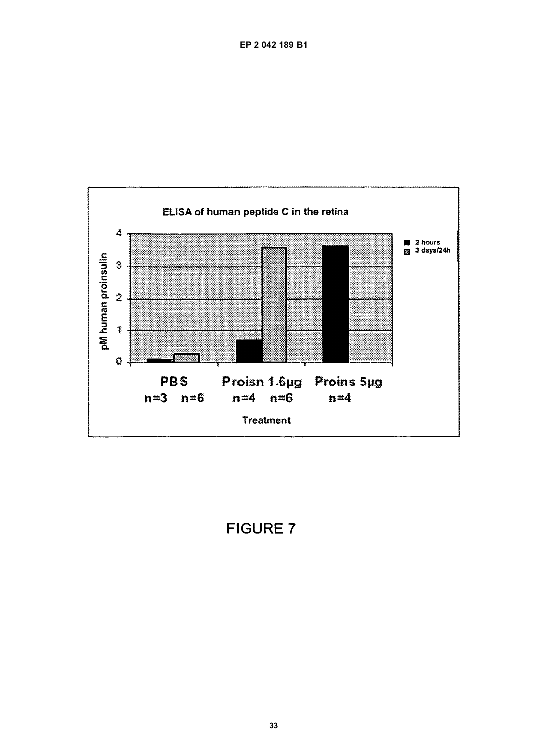ELISA of human peptide C in the retina

FIGURE 7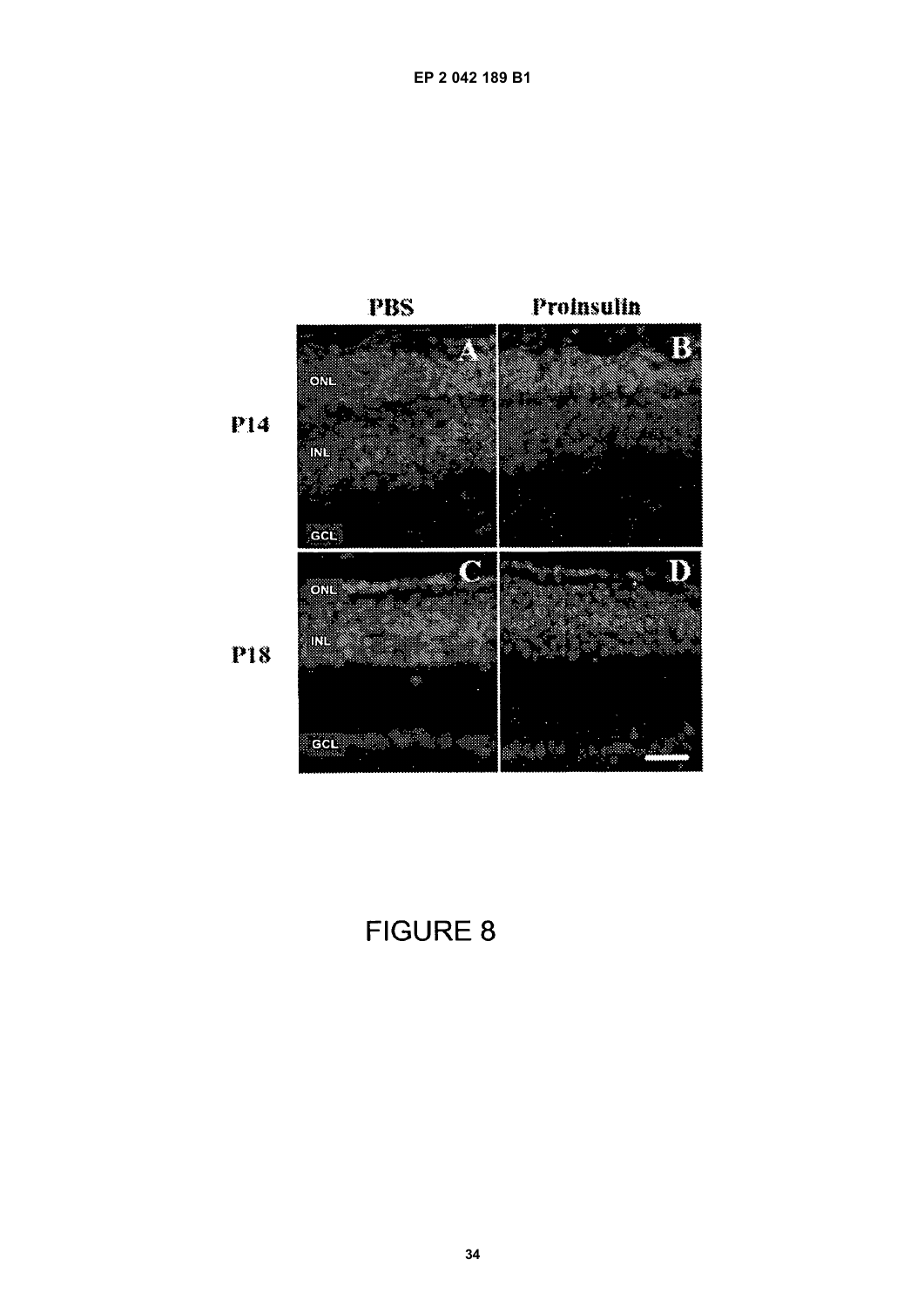FIGURE 8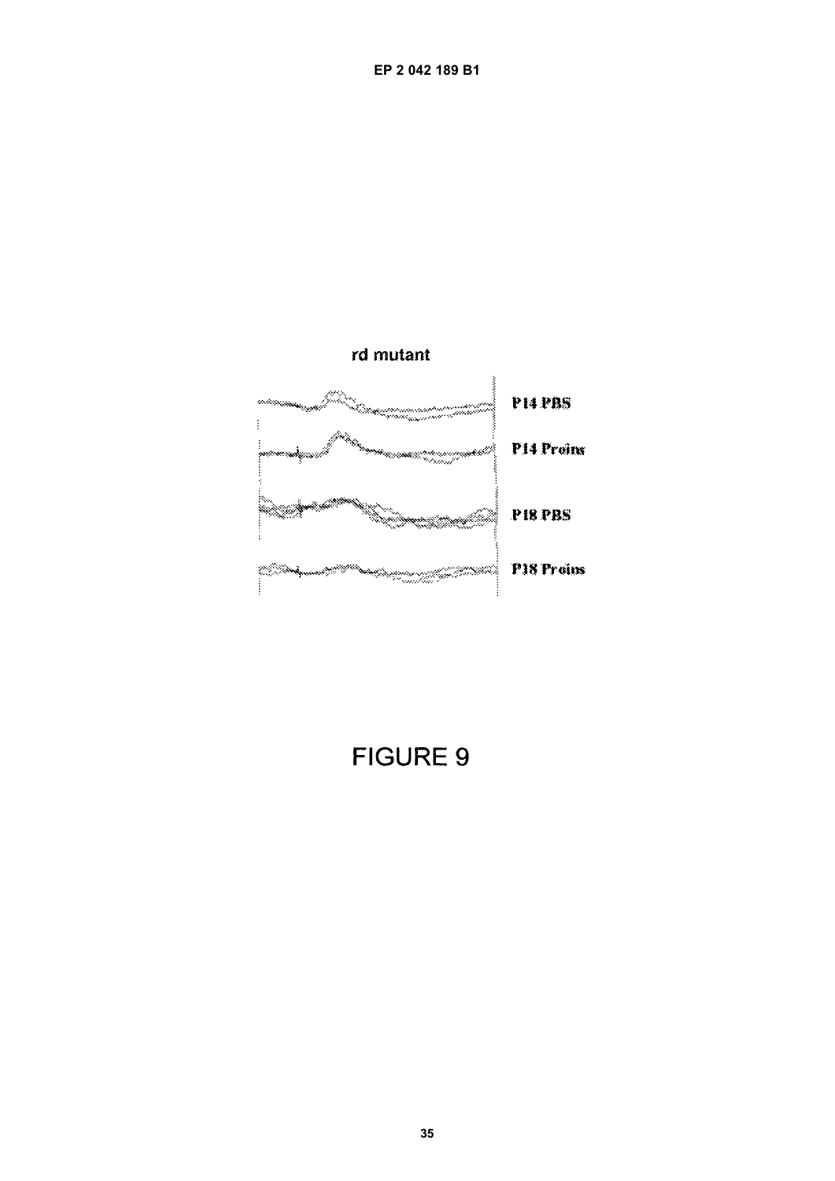rd mutant

P14 PBS

P14 Proins

P18 PBS

P18 Proins

FIGURE 9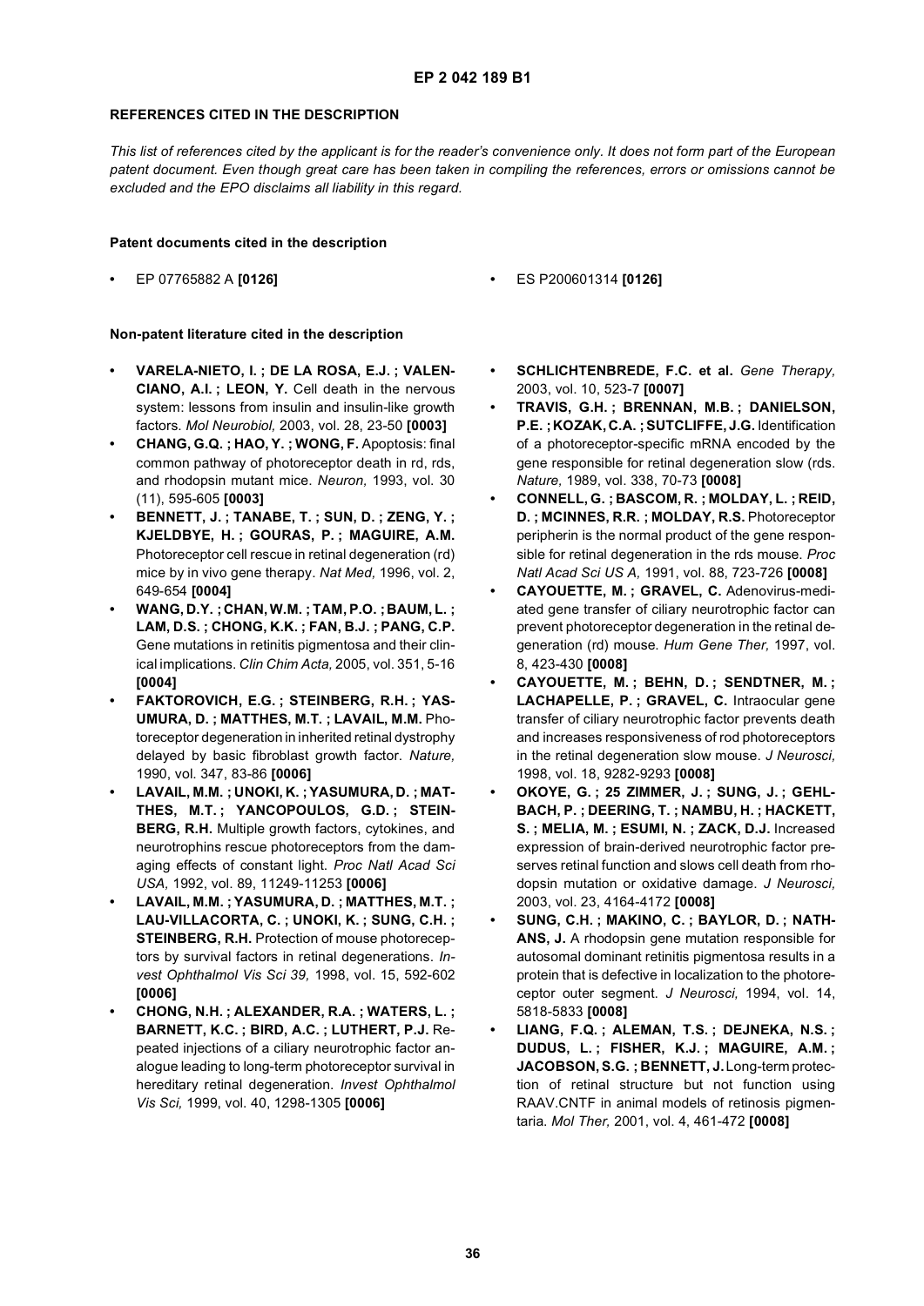## REFERENCES CITED IN THE DESCRIPTION

*This list of references cited by the applicant is for the reader's convenience only. It does not form part of the European patent document. Even though great care has been taken in compiling the references, errors or omissions cannot be excluded and the EPO disclaims all liability in this regard.*

### Patent documents cited in the description

- EP 07765882 A **[0126]**
- ES P200601314 **[0126]**

### Non-patent literature cited in the description

- **VARELA-NIETO, I. ; DE LA ROSA, E.J. ; VALENCIANO, A.I. ; LEON, Y.** Cell death in the nervous system: lessons from insulin and insulin-like growth factors. *Mol Neurobiol,* 2003, vol. 28, 23-50 **[0003]**
- **CHANG, G.Q. ; HAO, Y. ; WONG, F.** Apoptosis: final common pathway of photoreceptor death in rd, rds, and rhodopsin mutant mice. *Neuron,* 1993, vol. 30 (11), 595-605 **[0003]**
- **BENNETT, J. ; TANABE, T. ; SUN, D. ; ZENG, Y. ; KJELDBYE, H. ; GOURAS, P. ; MAGUIRE, A.M.** Photoreceptor cell rescue in retinal degeneration (rd) mice by in vivo gene therapy. *Nat Med,* 1996, vol. 2, 649-654 **[0004]**
- **WANG, D.Y. ; CHAN, W.M. ; TAM, P.O. ; BAUM, L. ; LAM, D.S. ; CHONG, K.K. ; FAN, B.J. ; PANG, C.P.** Gene mutations in retinitis pigmentosa and their clinical implications. *Clin Chim Acta,* 2005, vol. 351, 5-16 **[0004]**
- **FAKTOROVICH, E.G. ; STEINBERG, R.H. ; YASUMURA, D. ; MATTHES, M.T. ; LAVAIL, M.M.** Photoreceptor degeneration in inherited retinal dystrophy delayed by basic fibroblast growth factor. *Nature,* 1990, vol. 347, 83-86 **[0006]**
- **LAVAIL, M.M. ; UNOKI, K. ; YASUMURA, D. ; MATTHES, M.T. ; YANCOPOULOS, G.D. ; STEINBERG, R.H.** Multiple growth factors, cytokines, and neurotrophins rescue photoreceptors from the damaging effects of constant light. *Proc Natl Acad Sci USA,* 1992, vol. 89, 11249-11253 **[0006]**
- **LAVAIL, M.M. ; YASUMURA, D. ; MATTHES, M.T. ; LAU-VILLACORTA, C. ; UNOKI, K. ; SUNG, C.H. ; STEINBERG, R.H.** Protection of mouse photoreceptors by survival factors in retinal degenerations. *Invest Ophthalmol Vis Sci 39,* 1998, vol. 15, 592-602 **[0006]**
- **CHONG, N.H. ; ALEXANDER, R.A. ; WATERS, L. ; BARNETT, K.C. ; BIRD, A.C. ; LUTHERT, P.J.** Repeated injections of a ciliary neurotrophic factor analogue leading to long-term photoreceptor survival in hereditary retinal degeneration. *Invest Ophthalmol Vis Sci,* 1999, vol. 40, 1298-1305 **[0006]**
- **SCHLICHTENBREDE, F.C. et al.** *Gene Therapy,* 2003, vol. 10, 523-7 **[0007]**
- **TRAVIS, G.H. ; BRENNAN, M.B. ; DANIELSON, P.E. ; KOZAK, C.A. ; SUTCLIFFE, J.G.** Identification of a photoreceptor-specific mRNA encoded by the gene responsible for retinal degeneration slow (rds. *Nature,* 1989, vol. 338, 70-73 **[0008]**
- **CONNELL, G. ; BASCOM, R. ; MOLDAY, L. ; REID, D. ; MCINNES, R.R. ; MOLDAY, R.S.** Photoreceptor peripherin is the normal product of the gene responsible for retinal degeneration in the rds mouse. *Proc Natl Acad Sci US A,* 1991, vol. 88, 723-726 **[0008]**
- **CAYOUETTE, M. ; GRAVEL, C.** Adenovirus-mediated gene transfer of ciliary neurotrophic factor can prevent photoreceptor degeneration in the retinal degeneration (rd) mouse. *Hum Gene Ther,* 1997, vol. 8, 423-430 **[0008]**
- **CAYOUETTE, M. ; BEHN, D. ; SENDTNER, M. ; LACHAPELLE, P. ; GRAVEL, C.** Intraocular gene transfer of ciliary neurotrophic factor prevents death and increases responsiveness of rod photoreceptors in the retinal degeneration slow mouse. *J Neurosci,* 1998, vol. 18, 9282-9293 **[0008]**
- **OKOYE, G. ; 25 ZIMMER, J. ; SUNG, J. ; GEHLBACH, P. ; DEERING, T. ; NAMBU, H. ; HACKETT, S. ; MELIA, M. ; ESUMI, N. ; ZACK, D.J.** Increased expression of brain-derived neurotrophic factor preserves retinal function and slows cell death from rhodopsin mutation or oxidative damage. *J Neurosci,* 2003, vol. 23, 4164-4172 **[0008]**
- **SUNG, C.H. ; MAKINO, C. ; BAYLOR, D. ; NATHANS, J.** A rhodopsin gene mutation responsible for autosomal dominant retinitis pigmentosa results in a protein that is defective in localization to the photoreceptor outer segment. *J Neurosci,* 1994, vol. 14, 5818-5833 **[0008]**
- **LIANG, F.Q. ; ALEMAN, T.S. ; DEJNEKA, N.S. ; DUDUS, L. ; FISHER, K.J. ; MAGUIRE, A.M. ; JACOBSON, S.G. ; BENNETT, J.** Long-term protection of retinal structure but not function using RAAV.CNTF in animal models of retinosis pigmentaria. *Mol Ther,* 2001, vol. 4, 461-472 **[0008]**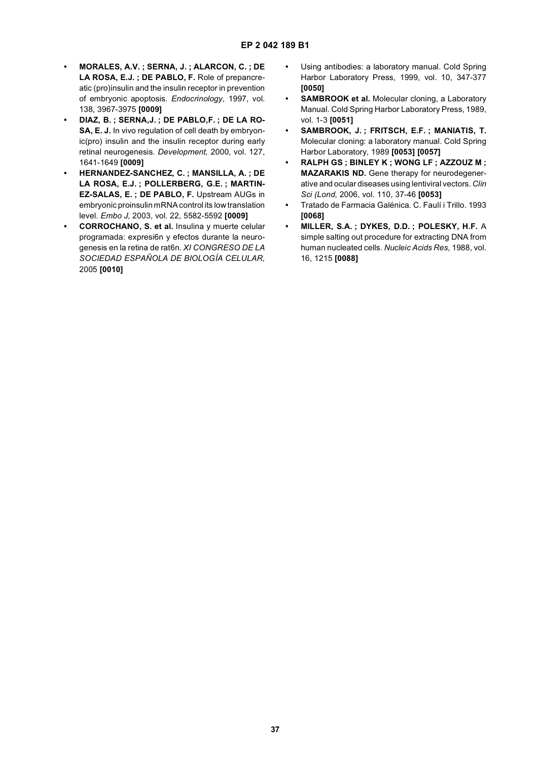- **MORALES, A.V. ; SERNA, J. ; ALARCON, C. ; DE LA ROSA, E.J. ; DE PABLO, F.** Role of prepancreatic (pro)insulin and the insulin receptor in prevention of embryonic apoptosis. *Endocrinology,* 1997, vol. 138, 3967-3975 **[0009]**
- **DIAZ, B. ; SERNA,J. ; DE PABLO,F. ; DE LA ROSA, E. J.** In vivo regulation of cell death by embryonic(pro) insulin and the insulin receptor during early retinal neurogenesis. *Development,* 2000, vol. 127, 1641-1649 **[0009]**
- **HERNANDEZ-SANCHEZ, C. ; MANSILLA, A. ; DE LA ROSA, E.J. ; POLLERBERG, G.E. ; MARTINEZ-SALAS, E. ; DE PABLO, F.** Upstream AUGs in embryonic proinsulin mRNA control its low translation level. *Embo J,* 2003, vol. 22, 5582-5592 **[0009]**
- **CORROCHANO, S. et al.** Insulina y muerte celular programada: expresi6n y efectos durante la neurogenesis en la retina de rat6n. *XI CONGRESO DE LA SOCIEDAD ESPAÑOLA DE BIOLOGÍA CELULAR,* 2005 **[0010]**
- Using antibodies: a laboratory manual. Cold Spring Harbor Laboratory Press, 1999, vol. 10, 347-377 **[0050]**
- **SAMBROOK et al.** Molecular cloning, a Laboratory Manual. Cold Spring Harbor Laboratory Press, 1989, vol. 1-3 **[0051]**
- **SAMBROOK, J. ; FRITSCH, E.F. ; MANIATIS, T.** Molecular cloning: a laboratory manual. Cold Spring Harbor Laboratory, 1989 **[0053] [0057]**
- **RALPH GS ; BINLEY K ; WONG LF ; AZZOUZ M ; MAZARAKIS ND.** Gene therapy for neurodegenerative and ocular diseases using lentiviral vectors. *Clin Sci (Lond,* 2006, vol. 110, 37-46 **[0053]**
- Tratado de Farmacia Galénica. C. Faulí i Trillo. 1993 **[0068]**
- **MILLER, S.A. ; DYKES, D.D. ; POLESKY, H.F.** A simple salting out procedure for extracting DNA from human nucleated cells. *Nucleic Acids Res,* 1988, vol. 16, 1215 **[0088]**